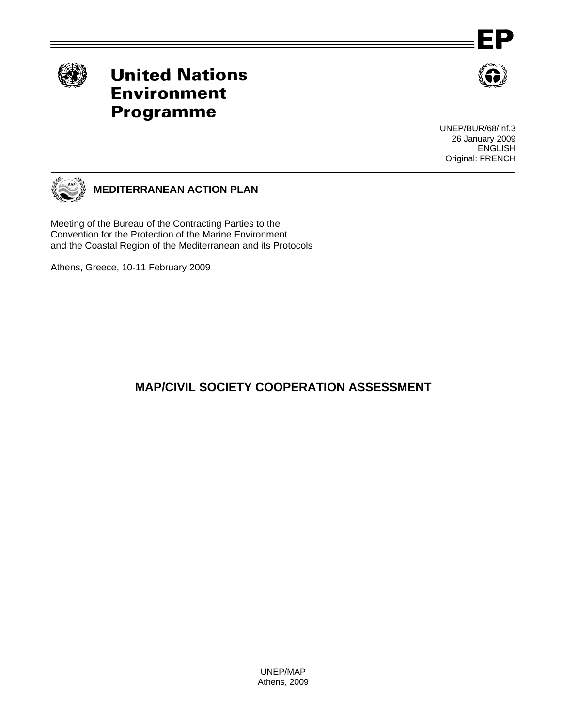EP

# United Nations Environment Programme

UNEP/BUR/68/Inf.3
26 January 2009
ENGLISH
Original: FRENCH

**MEDITERRANEAN ACTION PLAN**

Meeting of the Bureau of the Contracting Parties to the Convention for the Protection of the Marine Environment and the Coastal Region of the Mediterranean and its Protocols

Athens, Greece, 10-11 February 2009

## MAP/CIVIL SOCIETY COOPERATION ASSESSMENT

UNEP/MAP
Athens, 2009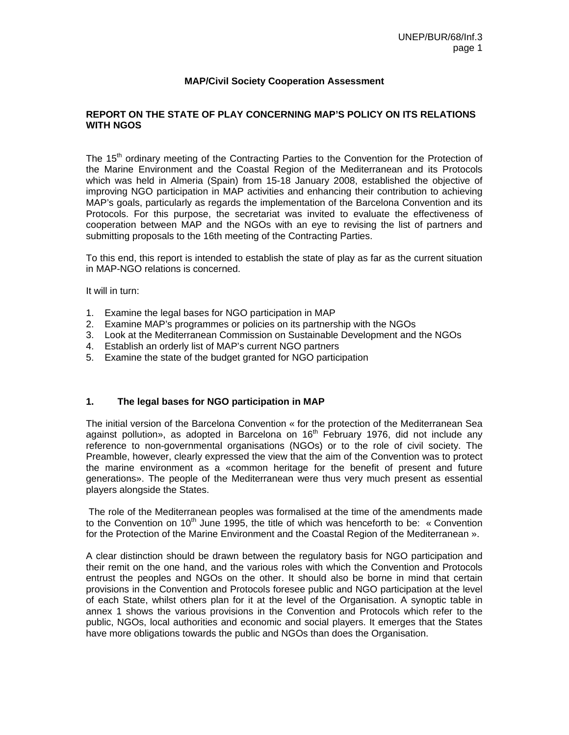**MAP/Civil Society Cooperation Assessment**

**REPORT ON THE STATE OF PLAY CONCERNING MAP'S POLICY ON ITS RELATIONS WITH NGOS**

The 15th ordinary meeting of the Contracting Parties to the Convention for the Protection of the Marine Environment and the Coastal Region of the Mediterranean and its Protocols which was held in Almeria (Spain) from 15-18 January 2008, established the objective of improving NGO participation in MAP activities and enhancing their contribution to achieving MAP's goals, particularly as regards the implementation of the Barcelona Convention and its Protocols. For this purpose, the secretariat was invited to evaluate the effectiveness of cooperation between MAP and the NGOs with an eye to revising the list of partners and submitting proposals to the 16th meeting of the Contracting Parties.

To this end, this report is intended to establish the state of play as far as the current situation in MAP-NGO relations is concerned.

It will in turn:

1. Examine the legal bases for NGO participation in MAP
2. Examine MAP's programmes or policies on its partnership with the NGOs
3. Look at the Mediterranean Commission on Sustainable Development and the NGOs
4. Establish an orderly list of MAP's current NGO partners
5. Examine the state of the budget granted for NGO participation

## 1. The legal bases for NGO participation in MAP

The initial version of the Barcelona Convention « for the protection of the Mediterranean Sea against pollution», as adopted in Barcelona on 16th February 1976, did not include any reference to non-governmental organisations (NGOs) or to the role of civil society. The Preamble, however, clearly expressed the view that the aim of the Convention was to protect the marine environment as a «common heritage for the benefit of present and future generations». The people of the Mediterranean were thus very much present as essential players alongside the States.

The role of the Mediterranean peoples was formalised at the time of the amendments made to the Convention on 10th June 1995, the title of which was henceforth to be: « Convention for the Protection of the Marine Environment and the Coastal Region of the Mediterranean ».

A clear distinction should be drawn between the regulatory basis for NGO participation and their remit on the one hand, and the various roles with which the Convention and Protocols entrust the peoples and NGOs on the other. It should also be borne in mind that certain provisions in the Convention and Protocols foresee public and NGO participation at the level of each State, whilst others plan for it at the level of the Organisation. A synoptic table in annex 1 shows the various provisions in the Convention and Protocols which refer to the public, NGOs, local authorities and economic and social players. It emerges that the States have more obligations towards the public and NGOs than does the Organisation.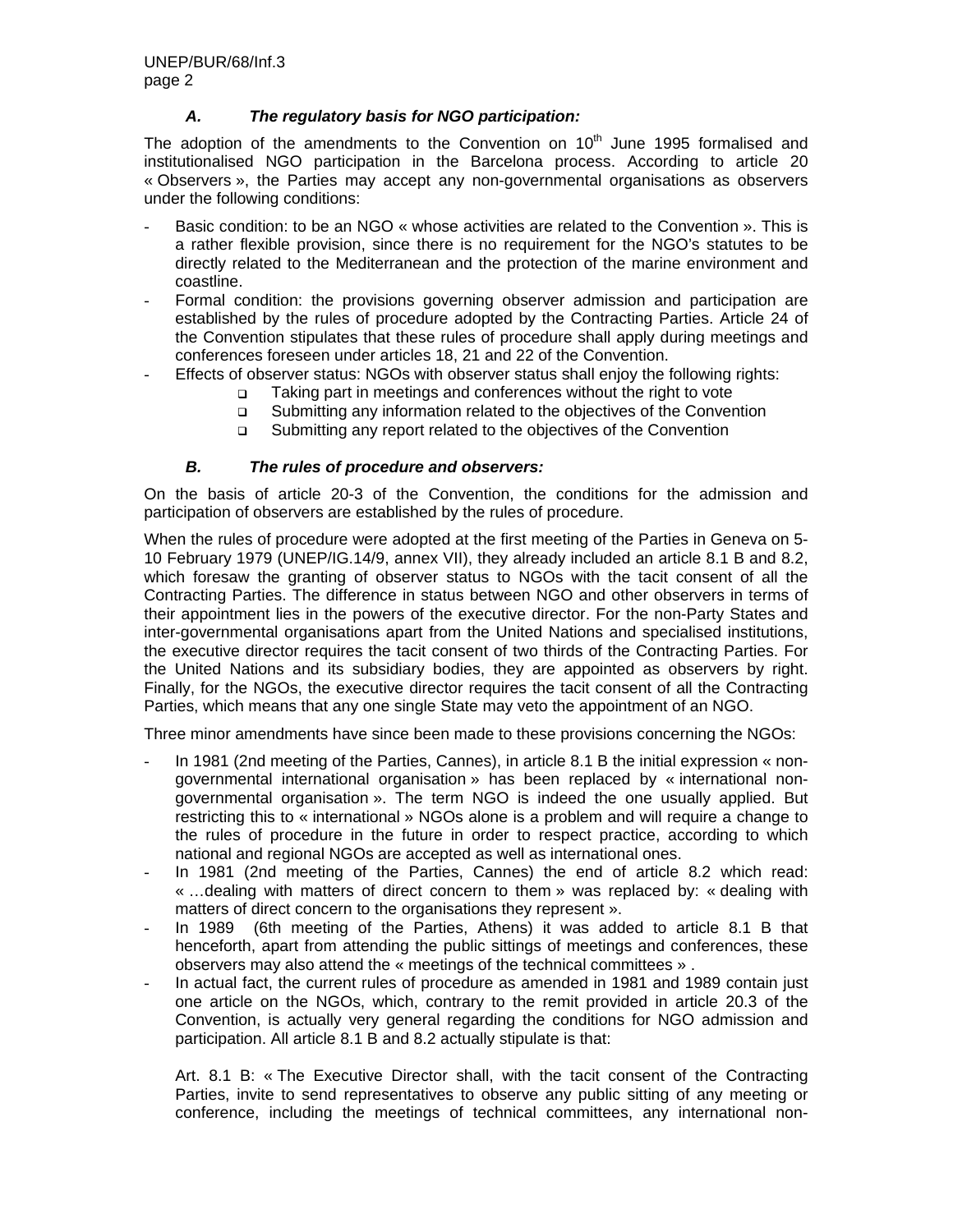### *A. The regulatory basis for NGO participation:*

The adoption of the amendments to the Convention on 10th June 1995 formalised and institutionalised NGO participation in the Barcelona process. According to article 20 « Observers », the Parties may accept any non-governmental organisations as observers under the following conditions:

- Basic condition: to be an NGO « whose activities are related to the Convention ». This is a rather flexible provision, since there is no requirement for the NGO's statutes to be directly related to the Mediterranean and the protection of the marine environment and coastline.
- Formal condition: the provisions governing observer admission and participation are established by the rules of procedure adopted by the Contracting Parties. Article 24 of the Convention stipulates that these rules of procedure shall apply during meetings and conferences foreseen under articles 18, 21 and 22 of the Convention.
- Effects of observer status: NGOs with observer status shall enjoy the following rights:
  - Taking part in meetings and conferences without the right to vote
  - Submitting any information related to the objectives of the Convention
  - Submitting any report related to the objectives of the Convention

### *B. The rules of procedure and observers:*

On the basis of article 20-3 of the Convention, the conditions for the admission and participation of observers are established by the rules of procedure.

When the rules of procedure were adopted at the first meeting of the Parties in Geneva on 5-10 February 1979 (UNEP/IG.14/9, annex VII), they already included an article 8.1 B and 8.2, which foresaw the granting of observer status to NGOs with the tacit consent of all the Contracting Parties. The difference in status between NGO and other observers in terms of their appointment lies in the powers of the executive director. For the non-Party States and inter-governmental organisations apart from the United Nations and specialised institutions, the executive director requires the tacit consent of two thirds of the Contracting Parties. For the United Nations and its subsidiary bodies, they are appointed as observers by right. Finally, for the NGOs, the executive director requires the tacit consent of all the Contracting Parties, which means that any one single State may veto the appointment of an NGO.

Three minor amendments have since been made to these provisions concerning the NGOs:

- In 1981 (2nd meeting of the Parties, Cannes), in article 8.1 B the initial expression « non-governmental international organisation » has been replaced by « international non-governmental organisation ». The term NGO is indeed the one usually applied. But restricting this to « international » NGOs alone is a problem and will require a change to the rules of procedure in the future in order to respect practice, according to which national and regional NGOs are accepted as well as international ones.
- In 1981 (2nd meeting of the Parties, Cannes) the end of article 8.2 which read: « …dealing with matters of direct concern to them » was replaced by: « dealing with matters of direct concern to the organisations they represent ».
- In 1989 (6th meeting of the Parties, Athens) it was added to article 8.1 B that henceforth, apart from attending the public sittings of meetings and conferences, these observers may also attend the « meetings of the technical committees » .
- In actual fact, the current rules of procedure as amended in 1981 and 1989 contain just one article on the NGOs, which, contrary to the remit provided in article 20.3 of the Convention, is actually very general regarding the conditions for NGO admission and participation. All article 8.1 B and 8.2 actually stipulate is that:

  Art. 8.1 B: « The Executive Director shall, with the tacit consent of the Contracting Parties, invite to send representatives to observe any public sitting of any meeting or conference, including the meetings of technical committees, any international non-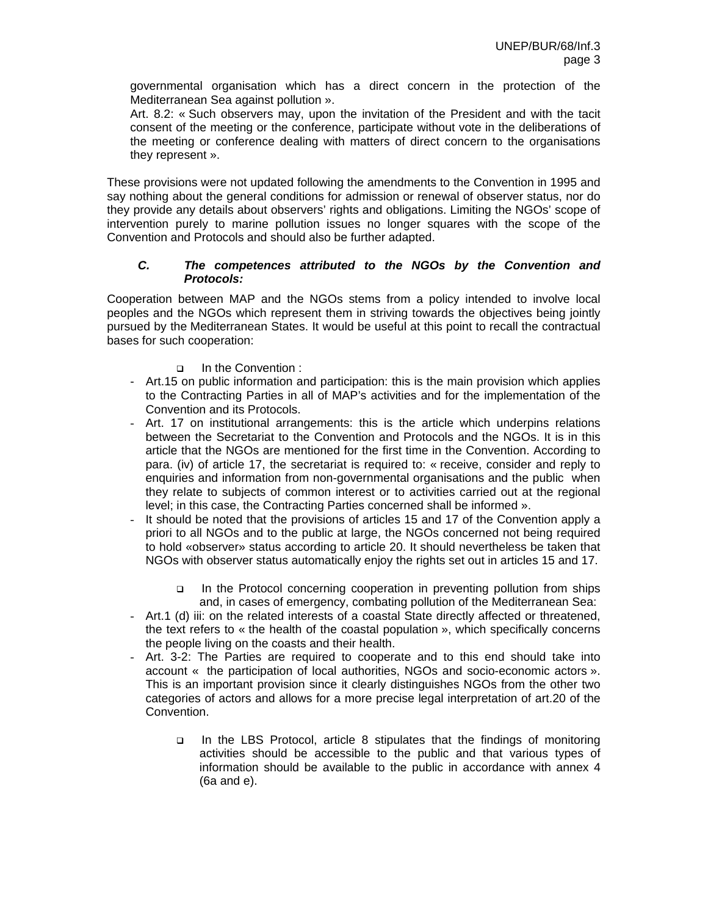governmental organisation which has a direct concern in the protection of the Mediterranean Sea against pollution ».

Art. 8.2: « Such observers may, upon the invitation of the President and with the tacit consent of the meeting or the conference, participate without vote in the deliberations of the meeting or conference dealing with matters of direct concern to the organisations they represent ».

These provisions were not updated following the amendments to the Convention in 1995 and say nothing about the general conditions for admission or renewal of observer status, nor do they provide any details about observers' rights and obligations. Limiting the NGOs' scope of intervention purely to marine pollution issues no longer squares with the scope of the Convention and Protocols and should also be further adapted.

### *C. The competences attributed to the NGOs by the Convention and Protocols:*

Cooperation between MAP and the NGOs stems from a policy intended to involve local peoples and the NGOs which represent them in striving towards the objectives being jointly pursued by the Mediterranean States. It would be useful at this point to recall the contractual bases for such cooperation:

- In the Convention :

- Art.15 on public information and participation: this is the main provision which applies to the Contracting Parties in all of MAP's activities and for the implementation of the Convention and its Protocols.
- Art. 17 on institutional arrangements: this is the article which underpins relations between the Secretariat to the Convention and Protocols and the NGOs. It is in this article that the NGOs are mentioned for the first time in the Convention. According to para. (iv) of article 17, the secretariat is required to: « receive, consider and reply to enquiries and information from non-governmental organisations and the public when they relate to subjects of common interest or to activities carried out at the regional level; in this case, the Contracting Parties concerned shall be informed ».
- It should be noted that the provisions of articles 15 and 17 of the Convention apply a priori to all NGOs and to the public at large, the NGOs concerned not being required to hold «observer» status according to article 20. It should nevertheless be taken that NGOs with observer status automatically enjoy the rights set out in articles 15 and 17.

- In the Protocol concerning cooperation in preventing pollution from ships and, in cases of emergency, combating pollution of the Mediterranean Sea:

- Art.1 (d) iii: on the related interests of a coastal State directly affected or threatened, the text refers to « the health of the coastal population », which specifically concerns the people living on the coasts and their health.
- Art. 3-2: The Parties are required to cooperate and to this end should take into account « the participation of local authorities, NGOs and socio-economic actors ». This is an important provision since it clearly distinguishes NGOs from the other two categories of actors and allows for a more precise legal interpretation of art.20 of the Convention.

- In the LBS Protocol, article 8 stipulates that the findings of monitoring activities should be accessible to the public and that various types of information should be available to the public in accordance with annex 4 (6a and e).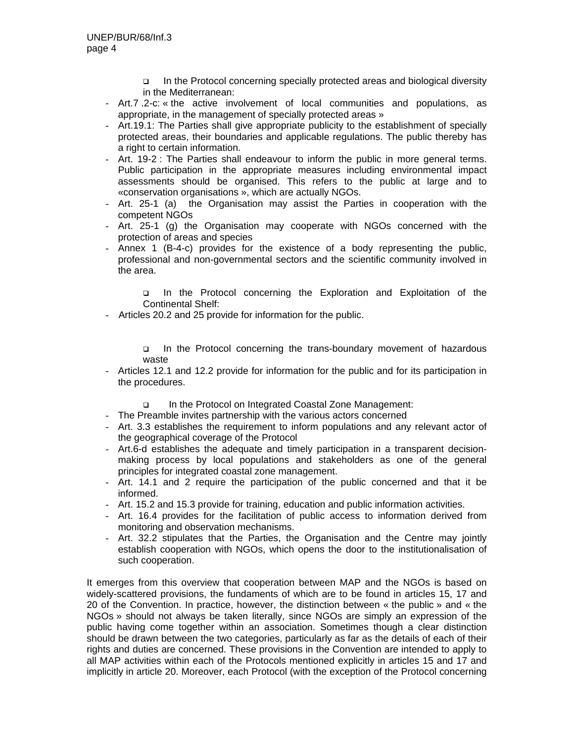- In the Protocol concerning specially protected areas and biological diversity in the Mediterranean:

- Art.7 .2-c: « the active involvement of local communities and populations, as appropriate, in the management of specially protected areas »
- Art.19.1: The Parties shall give appropriate publicity to the establishment of specially protected areas, their boundaries and applicable regulations. The public thereby has a right to certain information.
- Art. 19-2 : The Parties shall endeavour to inform the public in more general terms. Public participation in the appropriate measures including environmental impact assessments should be organised. This refers to the public at large and to «conservation organisations », which are actually NGOs.
- Art. 25-1 (a) the Organisation may assist the Parties in cooperation with the competent NGOs
- Art. 25-1 (g) the Organisation may cooperate with NGOs concerned with the protection of areas and species
- Annex 1 (B-4-c) provides for the existence of a body representing the public, professional and non-governmental sectors and the scientific community involved in the area.

- In the Protocol concerning the Exploration and Exploitation of the Continental Shelf:

- Articles 20.2 and 25 provide for information for the public.

- In the Protocol concerning the trans-boundary movement of hazardous waste

- Articles 12.1 and 12.2 provide for information for the public and for its participation in the procedures.

- In the Protocol on Integrated Coastal Zone Management:

- The Preamble invites partnership with the various actors concerned
- Art. 3.3 establishes the requirement to inform populations and any relevant actor of the geographical coverage of the Protocol
- Art.6-d establishes the adequate and timely participation in a transparent decision-making process by local populations and stakeholders as one of the general principles for integrated coastal zone management.
- Art. 14.1 and 2 require the participation of the public concerned and that it be informed.
- Art. 15.2 and 15.3 provide for training, education and public information activities.
- Art. 16.4 provides for the facilitation of public access to information derived from monitoring and observation mechanisms.
- Art. 32.2 stipulates that the Parties, the Organisation and the Centre may jointly establish cooperation with NGOs, which opens the door to the institutionalisation of such cooperation.

It emerges from this overview that cooperation between MAP and the NGOs is based on widely-scattered provisions, the fundaments of which are to be found in articles 15, 17 and 20 of the Convention. In practice, however, the distinction between « the public » and « the NGOs » should not always be taken literally, since NGOs are simply an expression of the public having come together within an association. Sometimes though a clear distinction should be drawn between the two categories, particularly as far as the details of each of their rights and duties are concerned. These provisions in the Convention are intended to apply to all MAP activities within each of the Protocols mentioned explicitly in articles 15 and 17 and implicitly in article 20. Moreover, each Protocol (with the exception of the Protocol concerning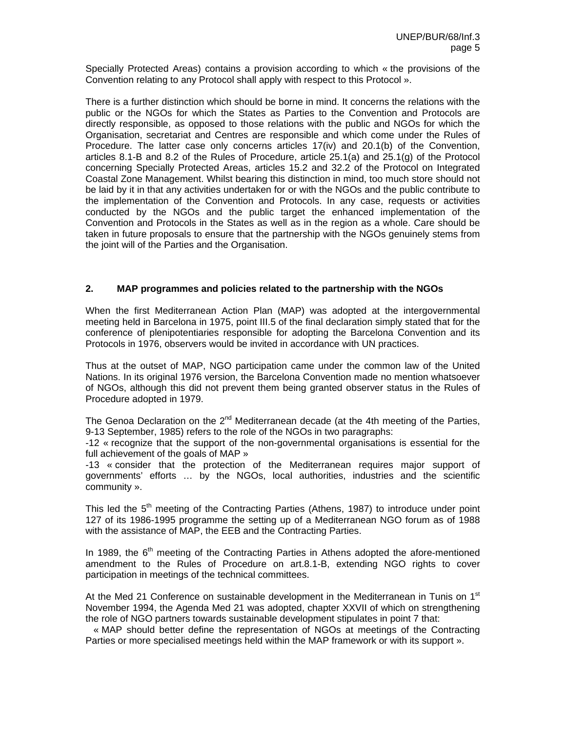Specially Protected Areas) contains a provision according to which « the provisions of the Convention relating to any Protocol shall apply with respect to this Protocol ».

There is a further distinction which should be borne in mind. It concerns the relations with the public or the NGOs for which the States as Parties to the Convention and Protocols are directly responsible, as opposed to those relations with the public and NGOs for which the Organisation, secretariat and Centres are responsible and which come under the Rules of Procedure. The latter case only concerns articles 17(iv) and 20.1(b) of the Convention, articles 8.1-B and 8.2 of the Rules of Procedure, article 25.1(a) and 25.1(g) of the Protocol concerning Specially Protected Areas, articles 15.2 and 32.2 of the Protocol on Integrated Coastal Zone Management. Whilst bearing this distinction in mind, too much store should not be laid by it in that any activities undertaken for or with the NGOs and the public contribute to the implementation of the Convention and Protocols. In any case, requests or activities conducted by the NGOs and the public target the enhanced implementation of the Convention and Protocols in the States as well as in the region as a whole. Care should be taken in future proposals to ensure that the partnership with the NGOs genuinely stems from the joint will of the Parties and the Organisation.

## 2. MAP programmes and policies related to the partnership with the NGOs

When the first Mediterranean Action Plan (MAP) was adopted at the intergovernmental meeting held in Barcelona in 1975, point III.5 of the final declaration simply stated that for the conference of plenipotentiaries responsible for adopting the Barcelona Convention and its Protocols in 1976, observers would be invited in accordance with UN practices.

Thus at the outset of MAP, NGO participation came under the common law of the United Nations. In its original 1976 version, the Barcelona Convention made no mention whatsoever of NGOs, although this did not prevent them being granted observer status in the Rules of Procedure adopted in 1979.

The Genoa Declaration on the 2nd Mediterranean decade (at the 4th meeting of the Parties, 9-13 September, 1985) refers to the role of the NGOs in two paragraphs:

-12 « recognize that the support of the non-governmental organisations is essential for the full achievement of the goals of MAP »

-13 « consider that the protection of the Mediterranean requires major support of governments' efforts … by the NGOs, local authorities, industries and the scientific community ».

This led the 5th meeting of the Contracting Parties (Athens, 1987) to introduce under point 127 of its 1986-1995 programme the setting up of a Mediterranean NGO forum as of 1988 with the assistance of MAP, the EEB and the Contracting Parties.

In 1989, the 6th meeting of the Contracting Parties in Athens adopted the afore-mentioned amendment to the Rules of Procedure on art.8.1-B, extending NGO rights to cover participation in meetings of the technical committees.

At the Med 21 Conference on sustainable development in the Mediterranean in Tunis on 1st November 1994, the Agenda Med 21 was adopted, chapter XXVII of which on strengthening the role of NGO partners towards sustainable development stipulates in point 7 that:

« MAP should better define the representation of NGOs at meetings of the Contracting Parties or more specialised meetings held within the MAP framework or with its support ».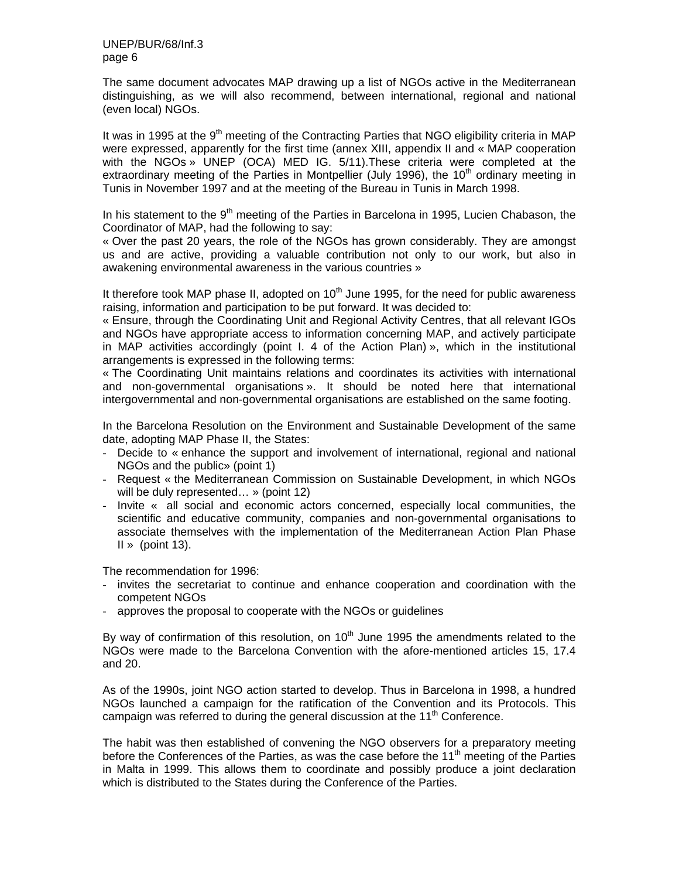The same document advocates MAP drawing up a list of NGOs active in the Mediterranean distinguishing, as we will also recommend, between international, regional and national (even local) NGOs.

It was in 1995 at the 9th meeting of the Contracting Parties that NGO eligibility criteria in MAP were expressed, apparently for the first time (annex XIII, appendix II and « MAP cooperation with the NGOs » UNEP (OCA) MED IG. 5/11).These criteria were completed at the extraordinary meeting of the Parties in Montpellier (July 1996), the 10th ordinary meeting in Tunis in November 1997 and at the meeting of the Bureau in Tunis in March 1998.

In his statement to the 9th meeting of the Parties in Barcelona in 1995, Lucien Chabason, the Coordinator of MAP, had the following to say:
« Over the past 20 years, the role of the NGOs has grown considerably. They are amongst us and are active, providing a valuable contribution not only to our work, but also in awakening environmental awareness in the various countries »

It therefore took MAP phase II, adopted on 10th June 1995, for the need for public awareness raising, information and participation to be put forward. It was decided to:
« Ensure, through the Coordinating Unit and Regional Activity Centres, that all relevant IGOs and NGOs have appropriate access to information concerning MAP, and actively participate in MAP activities accordingly (point I. 4 of the Action Plan) », which in the institutional arrangements is expressed in the following terms:
« The Coordinating Unit maintains relations and coordinates its activities with international and non-governmental organisations ». It should be noted here that international intergovernmental and non-governmental organisations are established on the same footing.

In the Barcelona Resolution on the Environment and Sustainable Development of the same date, adopting MAP Phase II, the States:

- Decide to « enhance the support and involvement of international, regional and national NGOs and the public» (point 1)
- Request « the Mediterranean Commission on Sustainable Development, in which NGOs will be duly represented… » (point 12)
- Invite « all social and economic actors concerned, especially local communities, the scientific and educative community, companies and non-governmental organisations to associate themselves with the implementation of the Mediterranean Action Plan Phase II » (point 13).

The recommendation for 1996:

- invites the secretariat to continue and enhance cooperation and coordination with the competent NGOs
- approves the proposal to cooperate with the NGOs or guidelines

By way of confirmation of this resolution, on 10th June 1995 the amendments related to the NGOs were made to the Barcelona Convention with the afore-mentioned articles 15, 17.4 and 20.

As of the 1990s, joint NGO action started to develop. Thus in Barcelona in 1998, a hundred NGOs launched a campaign for the ratification of the Convention and its Protocols. This campaign was referred to during the general discussion at the 11th Conference.

The habit was then established of convening the NGO observers for a preparatory meeting before the Conferences of the Parties, as was the case before the 11th meeting of the Parties in Malta in 1999. This allows them to coordinate and possibly produce a joint declaration which is distributed to the States during the Conference of the Parties.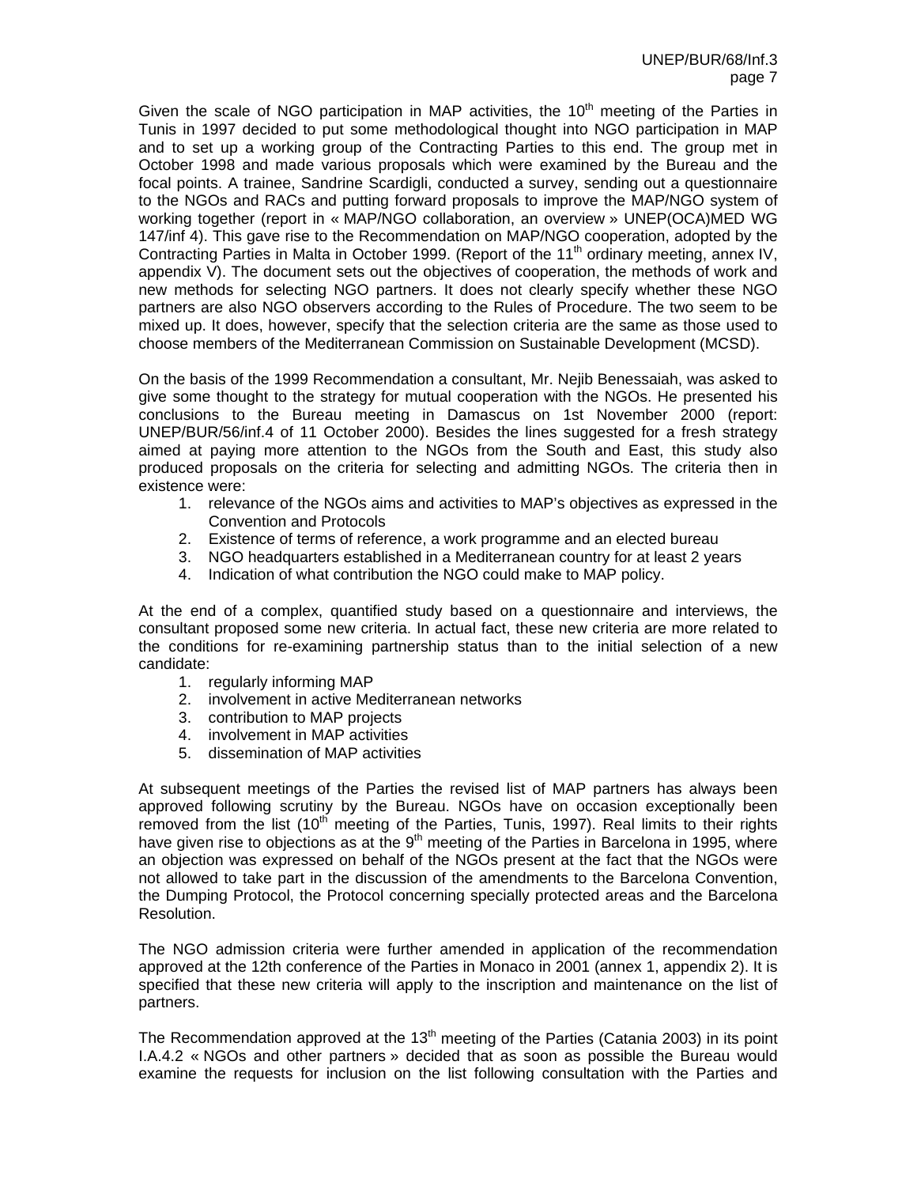Given the scale of NGO participation in MAP activities, the 10th meeting of the Parties in Tunis in 1997 decided to put some methodological thought into NGO participation in MAP and to set up a working group of the Contracting Parties to this end. The group met in October 1998 and made various proposals which were examined by the Bureau and the focal points. A trainee, Sandrine Scardigli, conducted a survey, sending out a questionnaire to the NGOs and RACs and putting forward proposals to improve the MAP/NGO system of working together (report in « MAP/NGO collaboration, an overview » UNEP(OCA)MED WG 147/inf 4). This gave rise to the Recommendation on MAP/NGO cooperation, adopted by the Contracting Parties in Malta in October 1999. (Report of the 11th ordinary meeting, annex IV, appendix V). The document sets out the objectives of cooperation, the methods of work and new methods for selecting NGO partners. It does not clearly specify whether these NGO partners are also NGO observers according to the Rules of Procedure. The two seem to be mixed up. It does, however, specify that the selection criteria are the same as those used to choose members of the Mediterranean Commission on Sustainable Development (MCSD).

On the basis of the 1999 Recommendation a consultant, Mr. Nejib Benessaiah, was asked to give some thought to the strategy for mutual cooperation with the NGOs. He presented his conclusions to the Bureau meeting in Damascus on 1st November 2000 (report: UNEP/BUR/56/inf.4 of 11 October 2000). Besides the lines suggested for a fresh strategy aimed at paying more attention to the NGOs from the South and East, this study also produced proposals on the criteria for selecting and admitting NGOs. The criteria then in existence were:

1. relevance of the NGOs aims and activities to MAP's objectives as expressed in the Convention and Protocols
2. Existence of terms of reference, a work programme and an elected bureau
3. NGO headquarters established in a Mediterranean country for at least 2 years
4. Indication of what contribution the NGO could make to MAP policy.

At the end of a complex, quantified study based on a questionnaire and interviews, the consultant proposed some new criteria. In actual fact, these new criteria are more related to the conditions for re-examining partnership status than to the initial selection of a new candidate:

1. regularly informing MAP
2. involvement in active Mediterranean networks
3. contribution to MAP projects
4. involvement in MAP activities
5. dissemination of MAP activities

At subsequent meetings of the Parties the revised list of MAP partners has always been approved following scrutiny by the Bureau. NGOs have on occasion exceptionally been removed from the list (10th meeting of the Parties, Tunis, 1997). Real limits to their rights have given rise to objections as at the 9th meeting of the Parties in Barcelona in 1995, where an objection was expressed on behalf of the NGOs present at the fact that the NGOs were not allowed to take part in the discussion of the amendments to the Barcelona Convention, the Dumping Protocol, the Protocol concerning specially protected areas and the Barcelona Resolution.

The NGO admission criteria were further amended in application of the recommendation approved at the 12th conference of the Parties in Monaco in 2001 (annex 1, appendix 2). It is specified that these new criteria will apply to the inscription and maintenance on the list of partners.

The Recommendation approved at the 13th meeting of the Parties (Catania 2003) in its point I.A.4.2 « NGOs and other partners » decided that as soon as possible the Bureau would examine the requests for inclusion on the list following consultation with the Parties and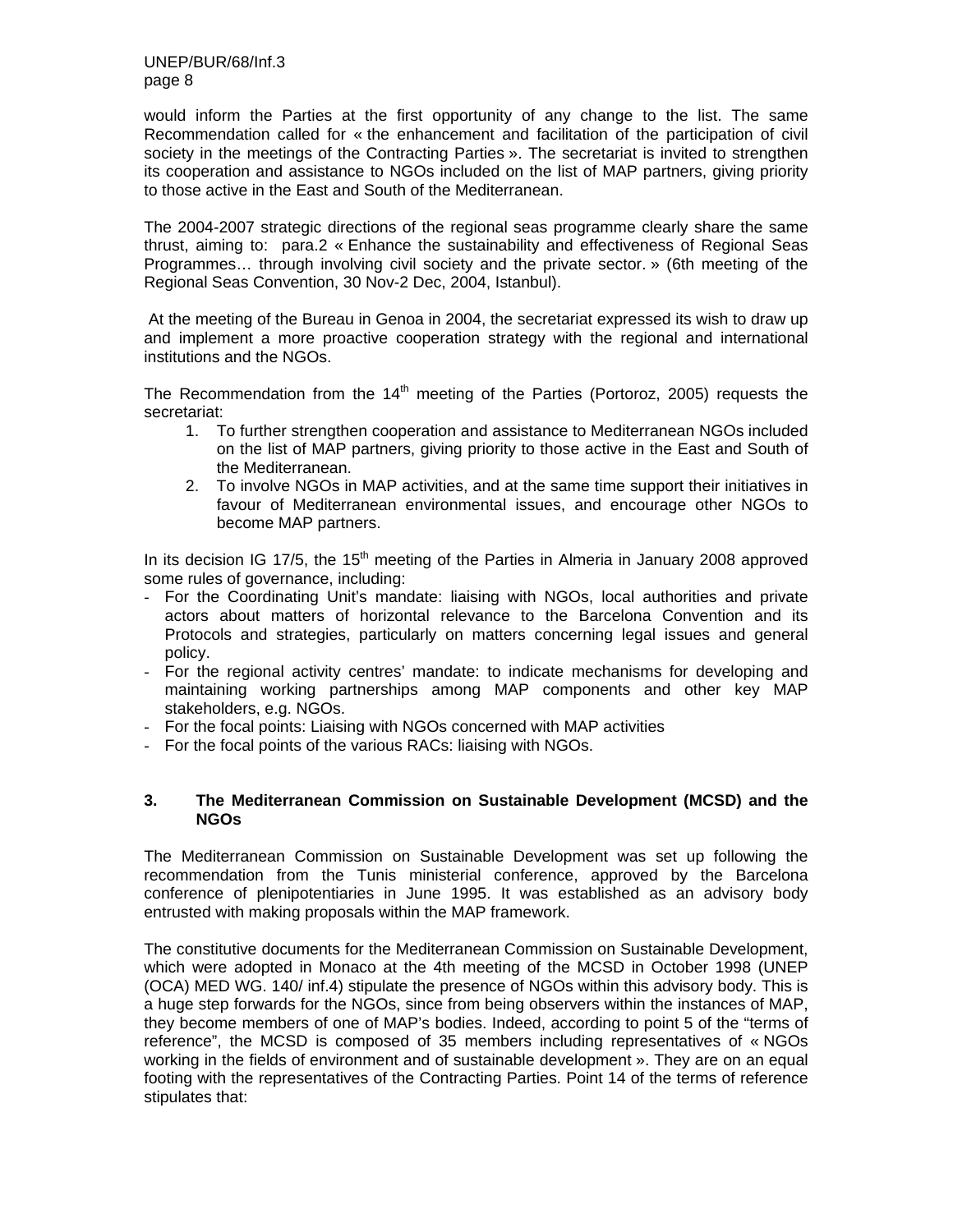would inform the Parties at the first opportunity of any change to the list. The same Recommendation called for « the enhancement and facilitation of the participation of civil society in the meetings of the Contracting Parties ». The secretariat is invited to strengthen its cooperation and assistance to NGOs included on the list of MAP partners, giving priority to those active in the East and South of the Mediterranean.

The 2004-2007 strategic directions of the regional seas programme clearly share the same thrust, aiming to: para.2 « Enhance the sustainability and effectiveness of Regional Seas Programmes… through involving civil society and the private sector. » (6th meeting of the Regional Seas Convention, 30 Nov-2 Dec, 2004, Istanbul).

At the meeting of the Bureau in Genoa in 2004, the secretariat expressed its wish to draw up and implement a more proactive cooperation strategy with the regional and international institutions and the NGOs.

The Recommendation from the 14th meeting of the Parties (Portoroz, 2005) requests the secretariat:

1. To further strengthen cooperation and assistance to Mediterranean NGOs included on the list of MAP partners, giving priority to those active in the East and South of the Mediterranean.
2. To involve NGOs in MAP activities, and at the same time support their initiatives in favour of Mediterranean environmental issues, and encourage other NGOs to become MAP partners.

In its decision IG 17/5, the 15th meeting of the Parties in Almeria in January 2008 approved some rules of governance, including:

- For the Coordinating Unit's mandate: liaising with NGOs, local authorities and private actors about matters of horizontal relevance to the Barcelona Convention and its Protocols and strategies, particularly on matters concerning legal issues and general policy.
- For the regional activity centres' mandate: to indicate mechanisms for developing and maintaining working partnerships among MAP components and other key MAP stakeholders, e.g. NGOs.
- For the focal points: Liaising with NGOs concerned with MAP activities
- For the focal points of the various RACs: liaising with NGOs.

## 3. The Mediterranean Commission on Sustainable Development (MCSD) and the NGOs

The Mediterranean Commission on Sustainable Development was set up following the recommendation from the Tunis ministerial conference, approved by the Barcelona conference of plenipotentiaries in June 1995. It was established as an advisory body entrusted with making proposals within the MAP framework.

The constitutive documents for the Mediterranean Commission on Sustainable Development, which were adopted in Monaco at the 4th meeting of the MCSD in October 1998 (UNEP (OCA) MED WG. 140/ inf.4) stipulate the presence of NGOs within this advisory body. This is a huge step forwards for the NGOs, since from being observers within the instances of MAP, they become members of one of MAP's bodies. Indeed, according to point 5 of the "terms of reference", the MCSD is composed of 35 members including representatives of « NGOs working in the fields of environment and of sustainable development ». They are on an equal footing with the representatives of the Contracting Parties. Point 14 of the terms of reference stipulates that: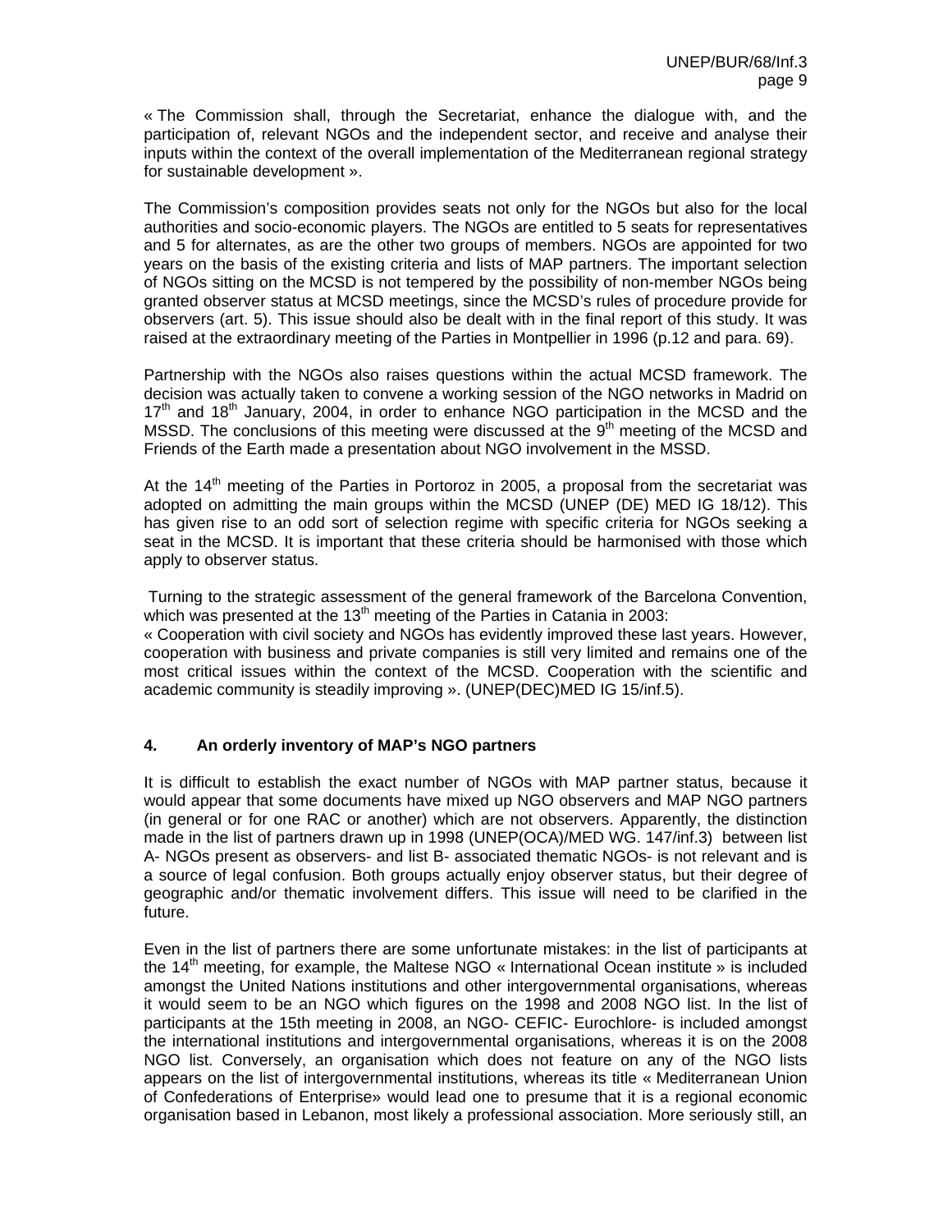« The Commission shall, through the Secretariat, enhance the dialogue with, and the participation of, relevant NGOs and the independent sector, and receive and analyse their inputs within the context of the overall implementation of the Mediterranean regional strategy for sustainable development ».

The Commission's composition provides seats not only for the NGOs but also for the local authorities and socio-economic players. The NGOs are entitled to 5 seats for representatives and 5 for alternates, as are the other two groups of members. NGOs are appointed for two years on the basis of the existing criteria and lists of MAP partners. The important selection of NGOs sitting on the MCSD is not tempered by the possibility of non-member NGOs being granted observer status at MCSD meetings, since the MCSD's rules of procedure provide for observers (art. 5). This issue should also be dealt with in the final report of this study. It was raised at the extraordinary meeting of the Parties in Montpellier in 1996 (p.12 and para. 69).

Partnership with the NGOs also raises questions within the actual MCSD framework. The decision was actually taken to convene a working session of the NGO networks in Madrid on 17th and 18th January, 2004, in order to enhance NGO participation in the MCSD and the MSSD. The conclusions of this meeting were discussed at the 9th meeting of the MCSD and Friends of the Earth made a presentation about NGO involvement in the MSSD.

At the 14th meeting of the Parties in Portoroz in 2005, a proposal from the secretariat was adopted on admitting the main groups within the MCSD (UNEP (DE) MED IG 18/12). This has given rise to an odd sort of selection regime with specific criteria for NGOs seeking a seat in the MCSD. It is important that these criteria should be harmonised with those which apply to observer status.

Turning to the strategic assessment of the general framework of the Barcelona Convention, which was presented at the 13th meeting of the Parties in Catania in 2003:
« Cooperation with civil society and NGOs has evidently improved these last years. However, cooperation with business and private companies is still very limited and remains one of the most critical issues within the context of the MCSD. Cooperation with the scientific and academic community is steadily improving ». (UNEP(DEC)MED IG 15/inf.5).

## 4. An orderly inventory of MAP's NGO partners

It is difficult to establish the exact number of NGOs with MAP partner status, because it would appear that some documents have mixed up NGO observers and MAP NGO partners (in general or for one RAC or another) which are not observers. Apparently, the distinction made in the list of partners drawn up in 1998 (UNEP(OCA)/MED WG. 147/inf.3) between list A- NGOs present as observers- and list B- associated thematic NGOs- is not relevant and is a source of legal confusion. Both groups actually enjoy observer status, but their degree of geographic and/or thematic involvement differs. This issue will need to be clarified in the future.

Even in the list of partners there are some unfortunate mistakes: in the list of participants at the 14th meeting, for example, the Maltese NGO « International Ocean institute » is included amongst the United Nations institutions and other intergovernmental organisations, whereas it would seem to be an NGO which figures on the 1998 and 2008 NGO list. In the list of participants at the 15th meeting in 2008, an NGO- CEFIC- Eurochlore- is included amongst the international institutions and intergovernmental organisations, whereas it is on the 2008 NGO list. Conversely, an organisation which does not feature on any of the NGO lists appears on the list of intergovernmental institutions, whereas its title « Mediterranean Union of Confederations of Enterprise» would lead one to presume that it is a regional economic organisation based in Lebanon, most likely a professional association. More seriously still, an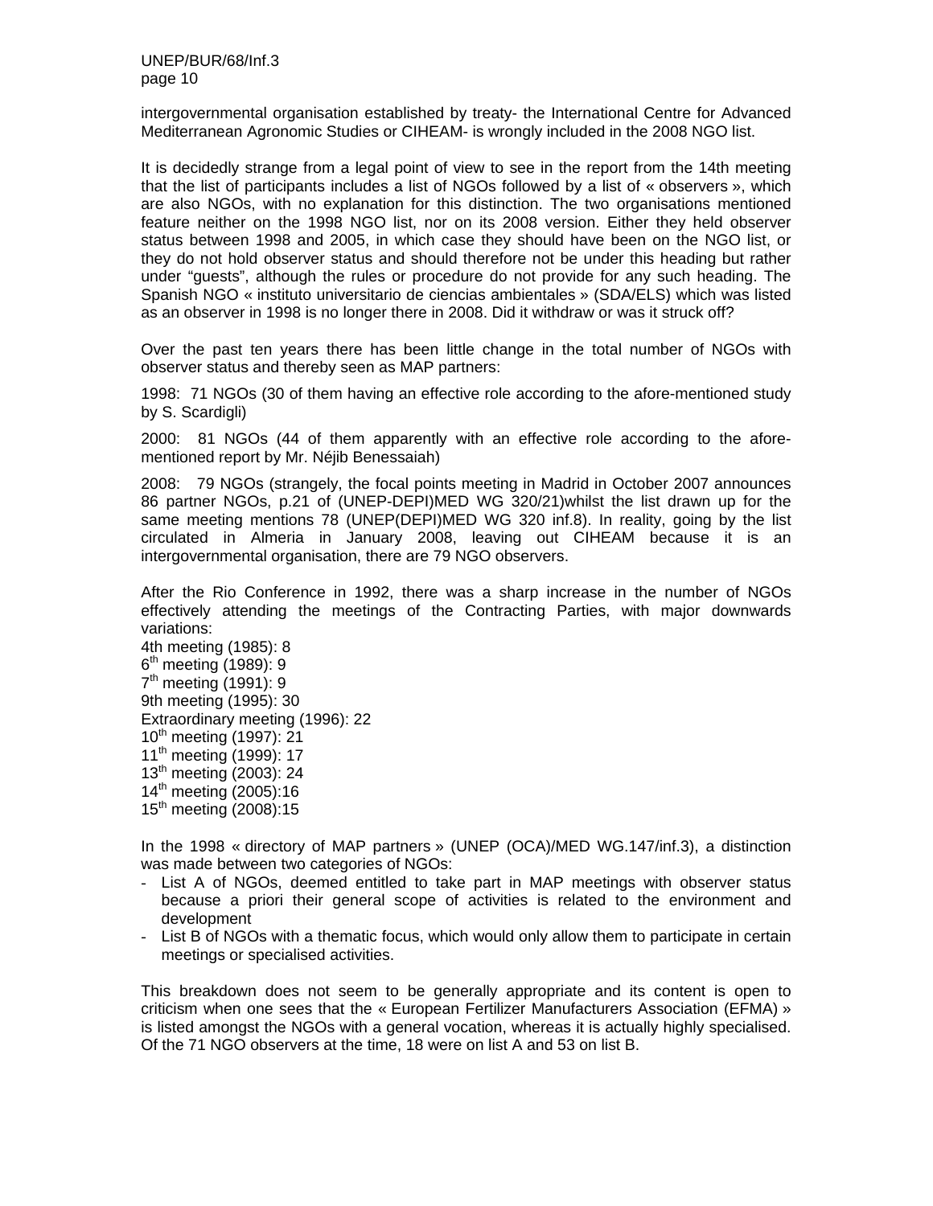intergovernmental organisation established by treaty- the International Centre for Advanced Mediterranean Agronomic Studies or CIHEAM- is wrongly included in the 2008 NGO list.

It is decidedly strange from a legal point of view to see in the report from the 14th meeting that the list of participants includes a list of « observers », which are also NGOs, with no explanation for this distinction. The two organisations mentioned feature neither on the 1998 NGO list, nor on its 2008 version. Either they held observer status between 1998 and 2005, in which case they should have been on the NGO list, or they do not hold observer status and should therefore not be under this heading but rather under "guests", although the rules or procedure do not provide for any such heading. The Spanish NGO « instituto universitario de ciencias ambientales » (SDA/ELS) which was listed as an observer in 1998 is no longer there in 2008. Did it withdraw or was it struck off?

Over the past ten years there has been little change in the total number of NGOs with observer status and thereby seen as MAP partners:

1998: 71 NGOs (30 of them having an effective role according to the afore-mentioned study by S. Scardigli)

2000: 81 NGOs (44 of them apparently with an effective role according to the afore-mentioned report by Mr. Néjib Benessaiah)

2008: 79 NGOs (strangely, the focal points meeting in Madrid in October 2007 announces 86 partner NGOs, p.21 of (UNEP-DEPI)MED WG 320/21)whilst the list drawn up for the same meeting mentions 78 (UNEP(DEPI)MED WG 320 inf.8). In reality, going by the list circulated in Almeria in January 2008, leaving out CIHEAM because it is an intergovernmental organisation, there are 79 NGO observers.

After the Rio Conference in 1992, there was a sharp increase in the number of NGOs effectively attending the meetings of the Contracting Parties, with major downwards variations:

4th meeting (1985): 8
6th meeting (1989): 9
7th meeting (1991): 9
9th meeting (1995): 30
Extraordinary meeting (1996): 22
10th meeting (1997): 21
11th meeting (1999): 17
13th meeting (2003): 24
14th meeting (2005):16
15th meeting (2008):15

In the 1998 « directory of MAP partners » (UNEP (OCA)/MED WG.147/inf.3), a distinction was made between two categories of NGOs:

- List A of NGOs, deemed entitled to take part in MAP meetings with observer status because a priori their general scope of activities is related to the environment and development
- List B of NGOs with a thematic focus, which would only allow them to participate in certain meetings or specialised activities.

This breakdown does not seem to be generally appropriate and its content is open to criticism when one sees that the « European Fertilizer Manufacturers Association (EFMA) » is listed amongst the NGOs with a general vocation, whereas it is actually highly specialised. Of the 71 NGO observers at the time, 18 were on list A and 53 on list B.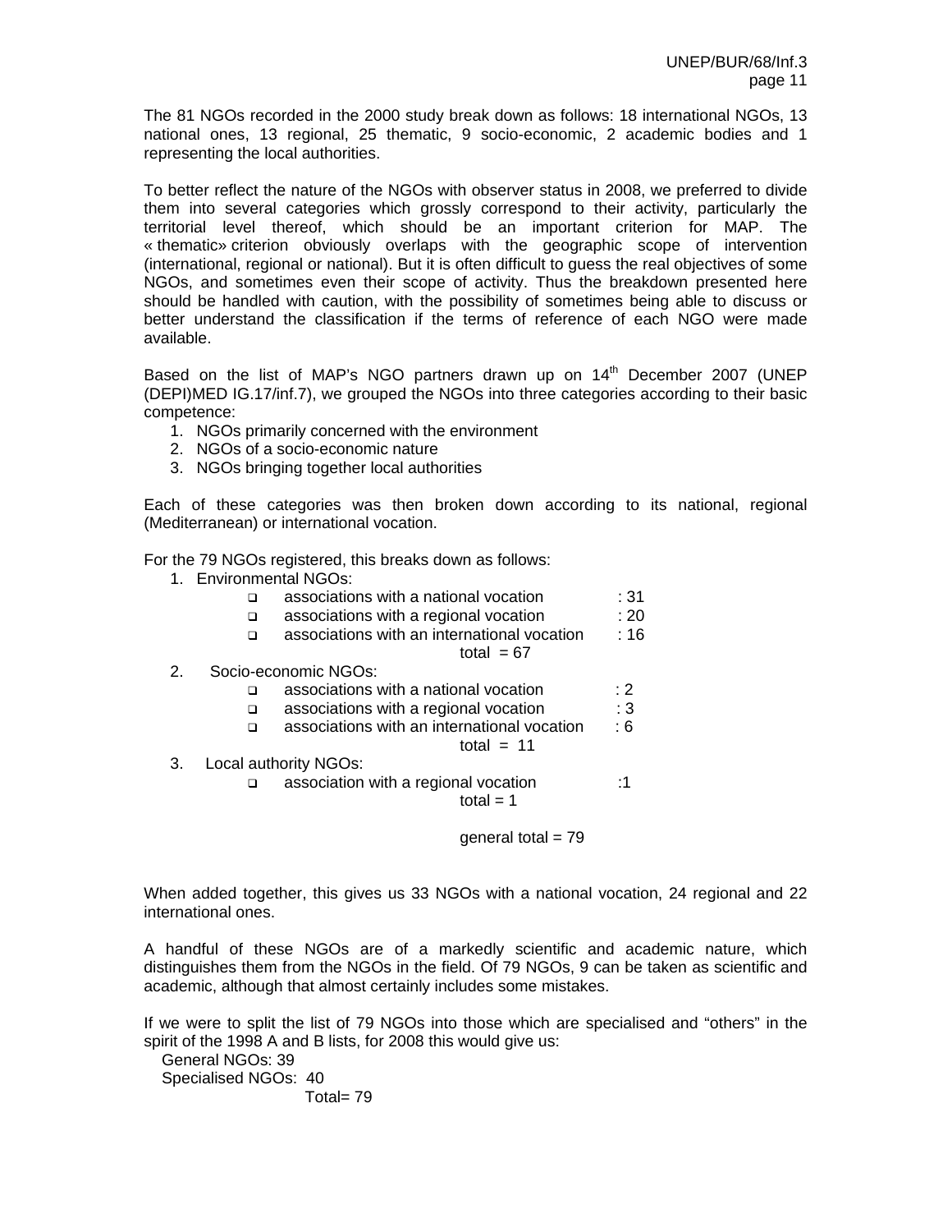The 81 NGOs recorded in the 2000 study break down as follows: 18 international NGOs, 13 national ones, 13 regional, 25 thematic, 9 socio-economic, 2 academic bodies and 1 representing the local authorities.

To better reflect the nature of the NGOs with observer status in 2008, we preferred to divide them into several categories which grossly correspond to their activity, particularly the territorial level thereof, which should be an important criterion for MAP. The « thematic» criterion obviously overlaps with the geographic scope of intervention (international, regional or national). But it is often difficult to guess the real objectives of some NGOs, and sometimes even their scope of activity. Thus the breakdown presented here should be handled with caution, with the possibility of sometimes being able to discuss or better understand the classification if the terms of reference of each NGO were made available.

Based on the list of MAP's NGO partners drawn up on 14th December 2007 (UNEP (DEPI)MED IG.17/inf.7), we grouped the NGOs into three categories according to their basic competence:

1. NGOs primarily concerned with the environment
2. NGOs of a socio-economic nature
3. NGOs bringing together local authorities

Each of these categories was then broken down according to its national, regional (Mediterranean) or international vocation.

For the 79 NGOs registered, this breaks down as follows:

1. Environmental NGOs:
   - associations with a national vocation : 31
   - associations with a regional vocation : 20
   - associations with an international vocation : 16

   total = 67
2. Socio-economic NGOs:
   - associations with a national vocation : 2
   - associations with a regional vocation : 3
   - associations with an international vocation : 6

   total = 11
3. Local authority NGOs:
   - association with a regional vocation :1

   total = 1

general total = 79

When added together, this gives us 33 NGOs with a national vocation, 24 regional and 22 international ones.

A handful of these NGOs are of a markedly scientific and academic nature, which distinguishes them from the NGOs in the field. Of 79 NGOs, 9 can be taken as scientific and academic, although that almost certainly includes some mistakes.

If we were to split the list of 79 NGOs into those which are specialised and "others" in the spirit of the 1998 A and B lists, for 2008 this would give us:

General NGOs: 39
Specialised NGOs: 40
Total= 79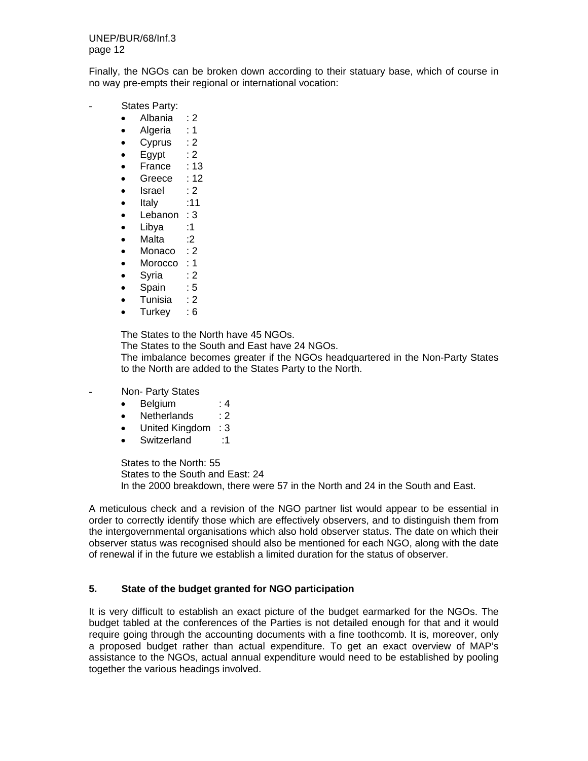Finally, the NGOs can be broken down according to their statuary base, which of course in no way pre-empts their regional or international vocation:

- States Party:
  - Albania : 2
  - Algeria : 1
  - Cyprus : 2
  - Egypt : 2
  - France : 13
  - Greece : 12
  - Israel : 2
  - Italy :11
  - Lebanon : 3
  - Libya :1
  - Malta :2
  - Monaco : 2
  - Morocco : 1
  - Syria : 2
  - Spain : 5
  - Tunisia : 2
  - Turkey : 6

  The States to the North have 45 NGOs.
  The States to the South and East have 24 NGOs.
  The imbalance becomes greater if the NGOs headquartered in the Non-Party States to the North are added to the States Party to the North.

- Non- Party States
  - Belgium : 4
  - Netherlands : 2
  - United Kingdom : 3
  - Switzerland :1

  States to the North: 55
  States to the South and East: 24
  In the 2000 breakdown, there were 57 in the North and 24 in the South and East.

A meticulous check and a revision of the NGO partner list would appear to be essential in order to correctly identify those which are effectively observers, and to distinguish them from the intergovernmental organisations which also hold observer status. The date on which their observer status was recognised should also be mentioned for each NGO, along with the date of renewal if in the future we establish a limited duration for the status of observer.

## 5. State of the budget granted for NGO participation

It is very difficult to establish an exact picture of the budget earmarked for the NGOs. The budget tabled at the conferences of the Parties is not detailed enough for that and it would require going through the accounting documents with a fine toothcomb. It is, moreover, only a proposed budget rather than actual expenditure. To get an exact overview of MAP's assistance to the NGOs, actual annual expenditure would need to be established by pooling together the various headings involved.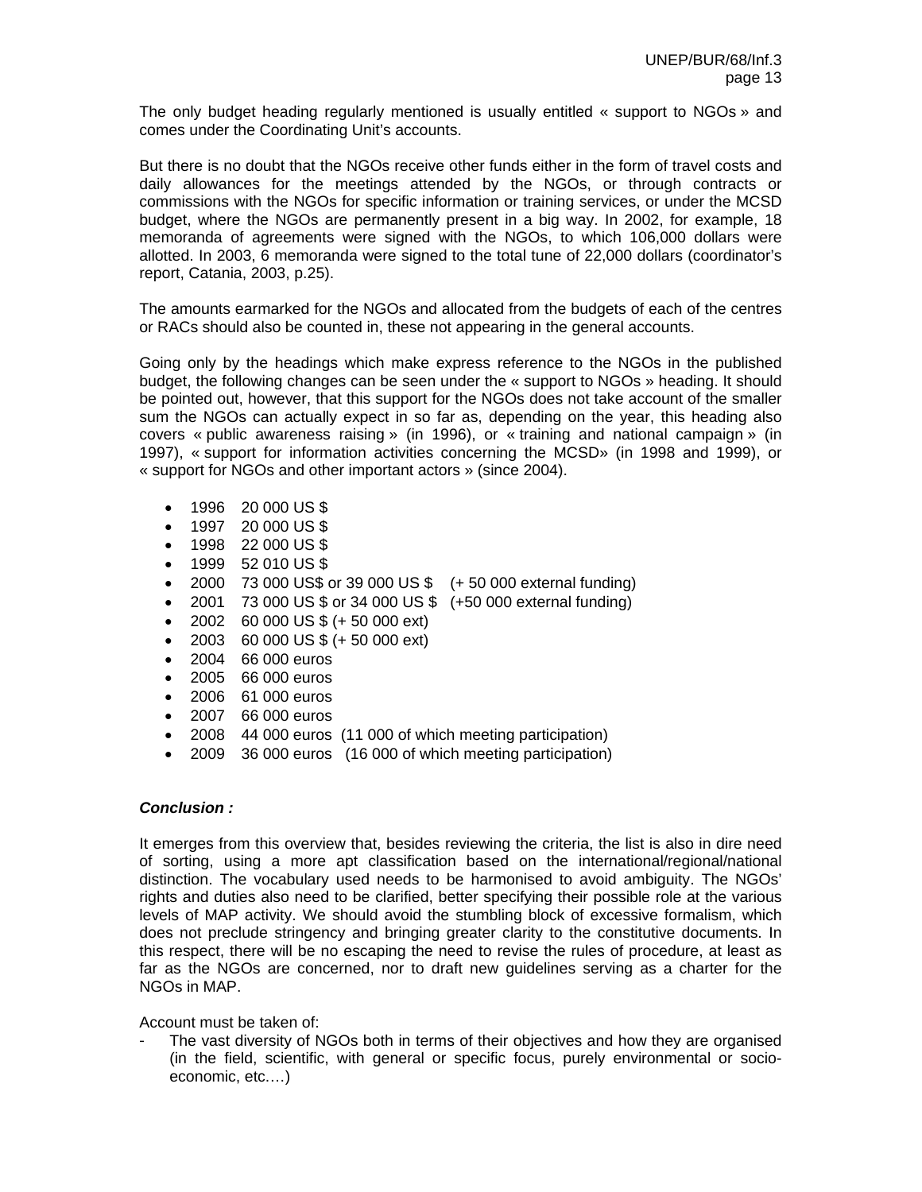The only budget heading regularly mentioned is usually entitled « support to NGOs » and comes under the Coordinating Unit's accounts.

But there is no doubt that the NGOs receive other funds either in the form of travel costs and daily allowances for the meetings attended by the NGOs, or through contracts or commissions with the NGOs for specific information or training services, or under the MCSD budget, where the NGOs are permanently present in a big way. In 2002, for example, 18 memoranda of agreements were signed with the NGOs, to which 106,000 dollars were allotted. In 2003, 6 memoranda were signed to the total tune of 22,000 dollars (coordinator's report, Catania, 2003, p.25).

The amounts earmarked for the NGOs and allocated from the budgets of each of the centres or RACs should also be counted in, these not appearing in the general accounts.

Going only by the headings which make express reference to the NGOs in the published budget, the following changes can be seen under the « support to NGOs » heading. It should be pointed out, however, that this support for the NGOs does not take account of the smaller sum the NGOs can actually expect in so far as, depending on the year, this heading also covers « public awareness raising » (in 1996), or « training and national campaign » (in 1997), « support for information activities concerning the MCSD» (in 1998 and 1999), or « support for NGOs and other important actors » (since 2004).

- 1996 20 000 US $
- 1997 20 000 US $
- 1998 22 000 US $
- 1999 52 010 US $
- 2000 73 000 US$ or 39 000 US $ (+ 50 000 external funding)
- 2001 73 000 US $ or 34 000 US $ (+50 000 external funding)
- 2002 60 000 US $ (+ 50 000 ext)
- 2003 60 000 US $ (+ 50 000 ext)
- 2004 66 000 euros
- 2005 66 000 euros
- 2006 61 000 euros
- 2007 66 000 euros
- 2008 44 000 euros (11 000 of which meeting participation)
- 2009 36 000 euros (16 000 of which meeting participation)

***Conclusion :***

It emerges from this overview that, besides reviewing the criteria, the list is also in dire need of sorting, using a more apt classification based on the international/regional/national distinction. The vocabulary used needs to be harmonised to avoid ambiguity. The NGOs' rights and duties also need to be clarified, better specifying their possible role at the various levels of MAP activity. We should avoid the stumbling block of excessive formalism, which does not preclude stringency and bringing greater clarity to the constitutive documents. In this respect, there will be no escaping the need to revise the rules of procedure, at least as far as the NGOs are concerned, nor to draft new guidelines serving as a charter for the NGOs in MAP.

Account must be taken of:

- The vast diversity of NGOs both in terms of their objectives and how they are organised (in the field, scientific, with general or specific focus, purely environmental or socio-economic, etc.…)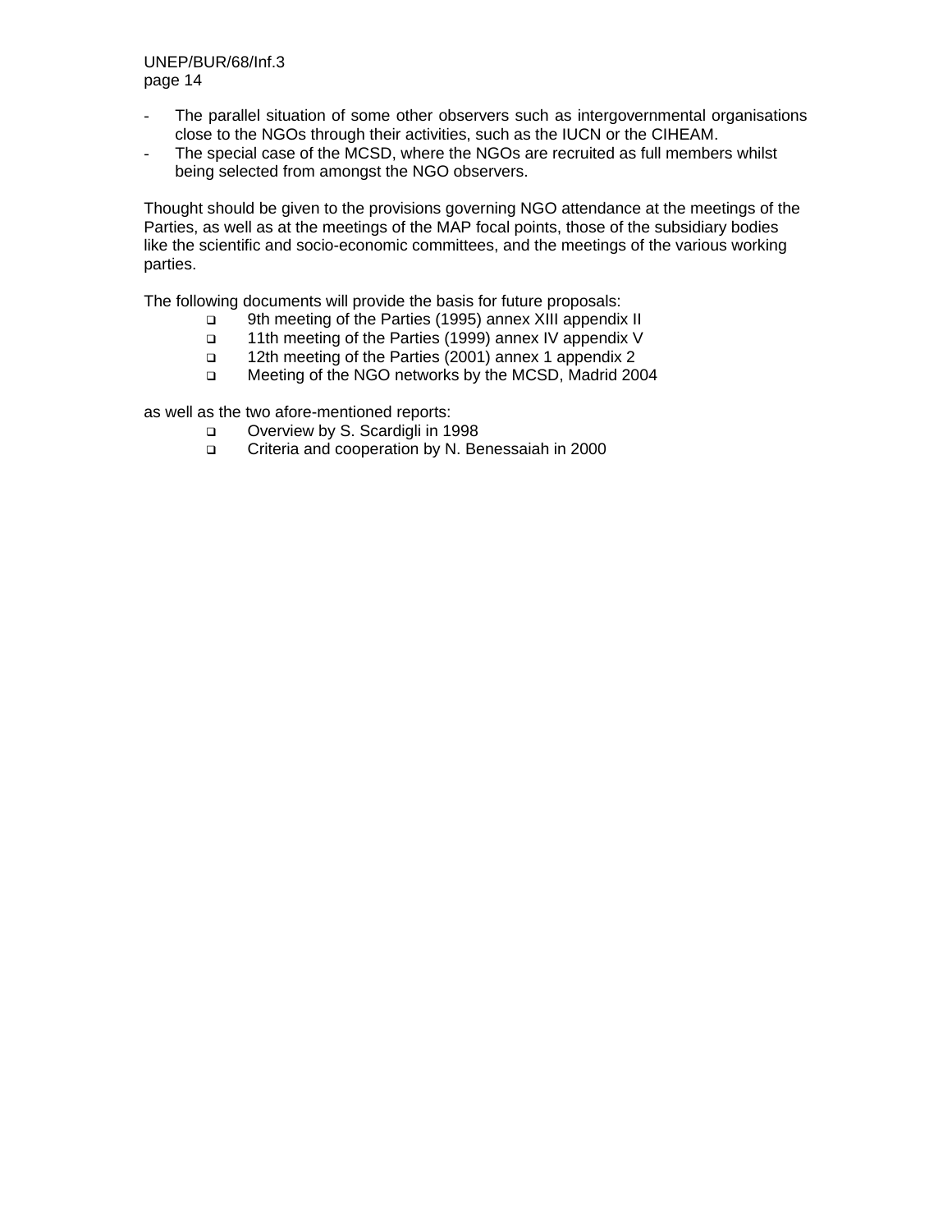- The parallel situation of some other observers such as intergovernmental organisations close to the NGOs through their activities, such as the IUCN or the CIHEAM.
- The special case of the MCSD, where the NGOs are recruited as full members whilst being selected from amongst the NGO observers.

Thought should be given to the provisions governing NGO attendance at the meetings of the Parties, as well as at the meetings of the MAP focal points, those of the subsidiary bodies like the scientific and socio-economic committees, and the meetings of the various working parties.

The following documents will provide the basis for future proposals:

- 9th meeting of the Parties (1995) annex XIII appendix II
- 11th meeting of the Parties (1999) annex IV appendix V
- 12th meeting of the Parties (2001) annex 1 appendix 2
- Meeting of the NGO networks by the MCSD, Madrid 2004

as well as the two afore-mentioned reports:

- Overview by S. Scardigli in 1998
- Criteria and cooperation by N. Benessaiah in 2000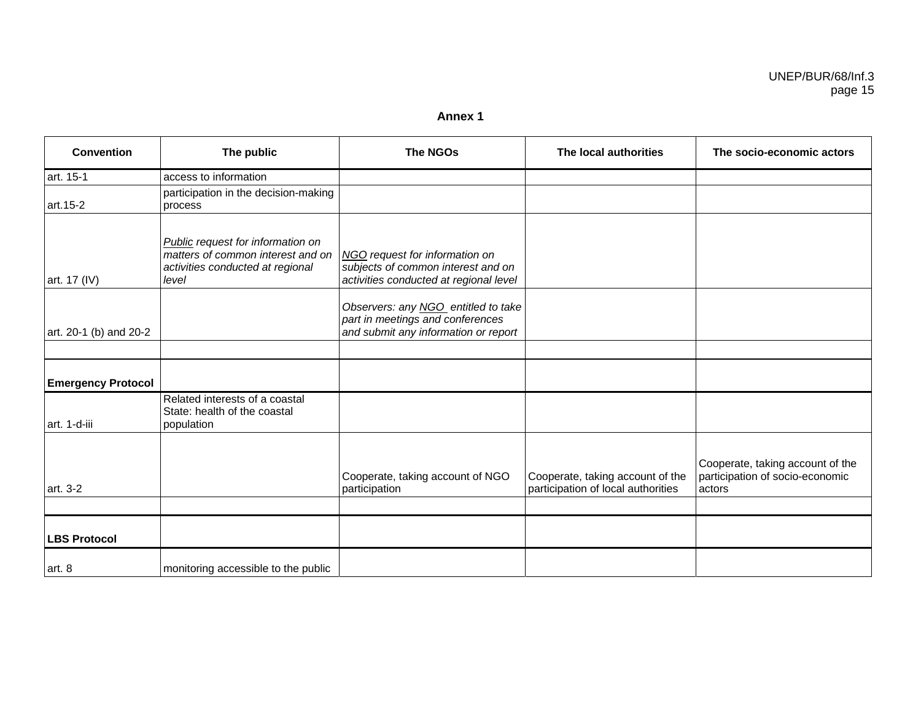## Annex 1

| Convention | The public | The NGOs | The local authorities | The socio-economic actors |
|---|---|---|---|---|
| art. 15-1 | access to information | | | |
| art.15-2 | participation in the decision-making process | | | |
| art. 17 (IV) | *Public request for information on matters of common interest and on activities conducted at regional level* | *NGO request for information on subjects of common interest and on activities conducted at regional level* | | |
| art. 20-1 (b) and 20-2 | | *Observers: any NGO entitled to take part in meetings and conferences and submit any information or report* | | |
| | | | | |
| **Emergency Protocol** | | | | |
| art. 1-d-iii | Related interests of a coastal State: health of the coastal population | | | |
| art. 3-2 | | Cooperate, taking account of NGO participation | Cooperate, taking account of the participation of local authorities | Cooperate, taking account of the participation of socio-economic actors |
| | | | | |
| **LBS Protocol** | | | | |
| art. 8 | monitoring accessible to the public | | | |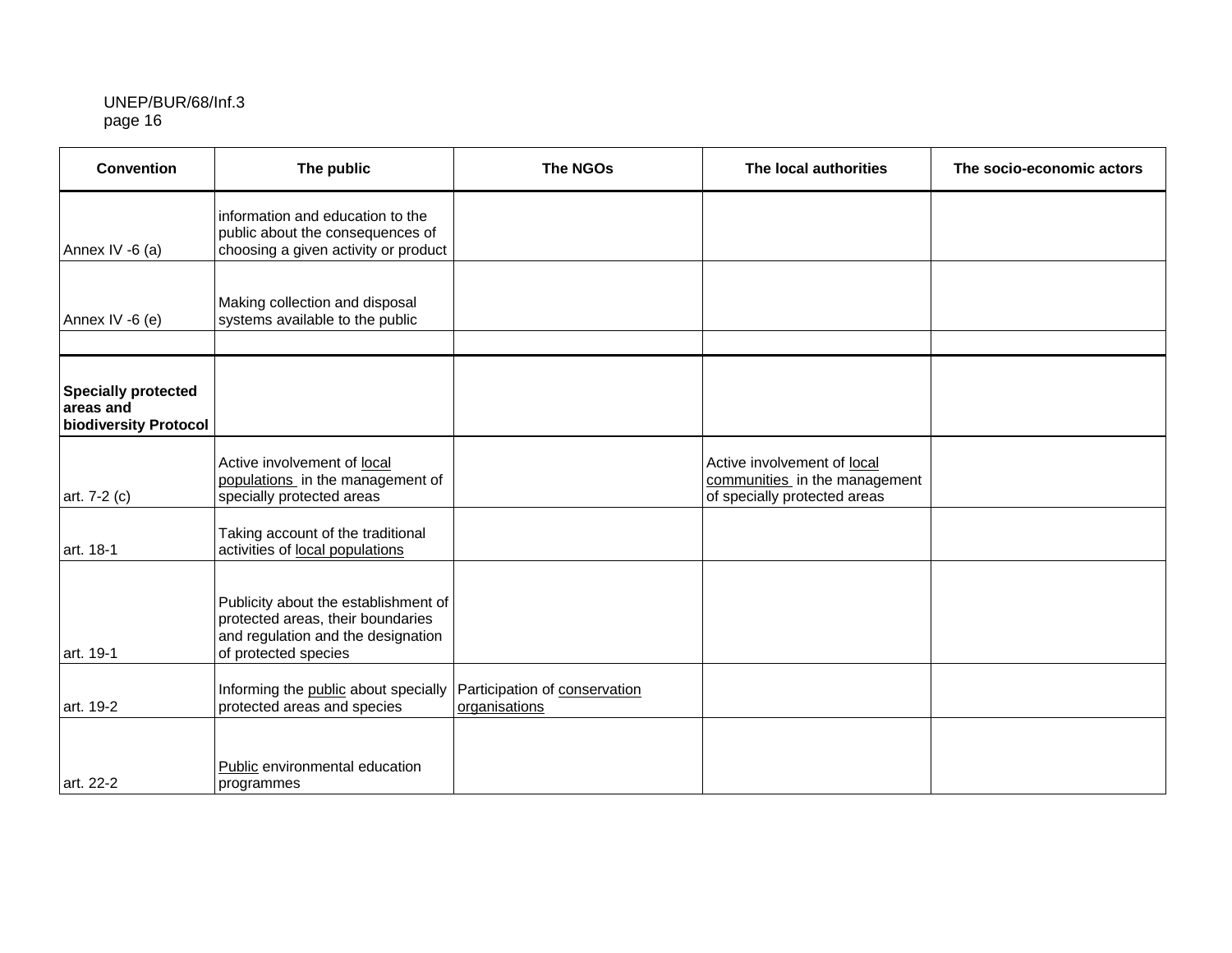| Convention | The public | The NGOs | The local authorities | The socio-economic actors |
|---|---|---|---|---|
| Annex IV -6 (a) | information and education to the public about the consequences of choosing a given activity or product | | | |
| Annex IV -6 (e) | Making collection and disposal systems available to the public | | | |
| | | | | |
| **Specially protected areas and biodiversity Protocol** | | | | |
| art. 7-2 (c) | Active involvement of <u>local populations</u> in the management of specially protected areas | | Active involvement of <u>local communities</u> in the management of specially protected areas | |
| art. 18-1 | Taking account of the traditional activities of <u>local populations</u> | | | |
| art. 19-1 | Publicity about the establishment of protected areas, their boundaries and regulation and the designation of protected species | | | |
| art. 19-2 | Informing the <u>public</u> about specially protected areas and species | Participation of <u>conservation organisations</u> | | |
| art. 22-2 | <u>Public</u> environmental education programmes | | | |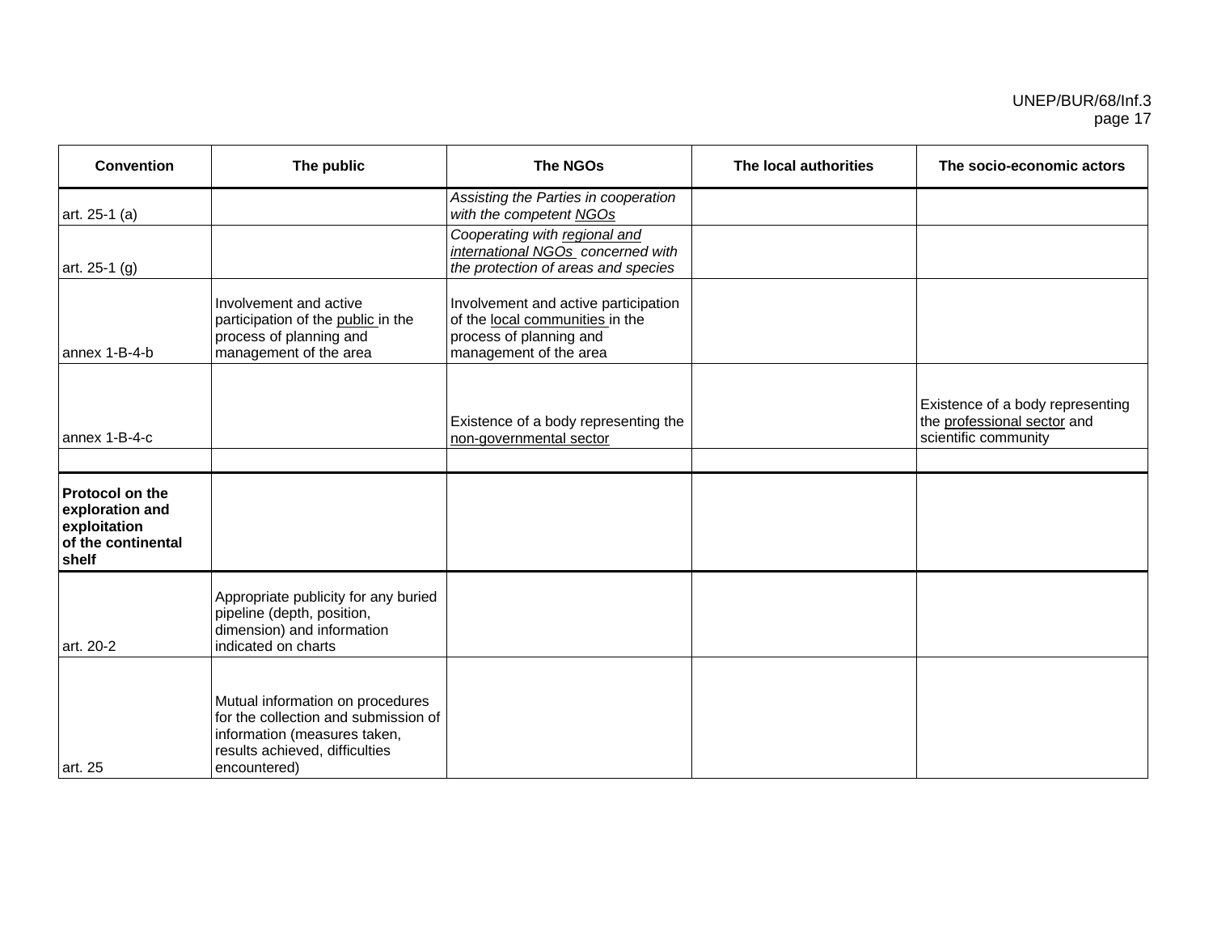| Convention | The public | The NGOs | The local authorities | The socio-economic actors |
|---|---|---|---|---|
| art. 25-1 (a) | | *Assisting the Parties in cooperation with the competent NGOs* | | |
| art. 25-1 (g) | | *Cooperating with regional and international NGOs concerned with the protection of areas and species* | | |
| annex 1-B-4-b | Involvement and active participation of the public in the process of planning and management of the area | Involvement and active participation of the local communities in the process of planning and management of the area | | |
| annex 1-B-4-c | | Existence of a body representing the non-governmental sector | | Existence of a body representing the professional sector and scientific community |
| | | | | |
| **Protocol on the exploration and exploitation of the continental shelf** | | | | |
| art. 20-2 | Appropriate publicity for any buried pipeline (depth, position, dimension) and information indicated on charts | | | |
| art. 25 | Mutual information on procedures for the collection and submission of information (measures taken, results achieved, difficulties encountered) | | | |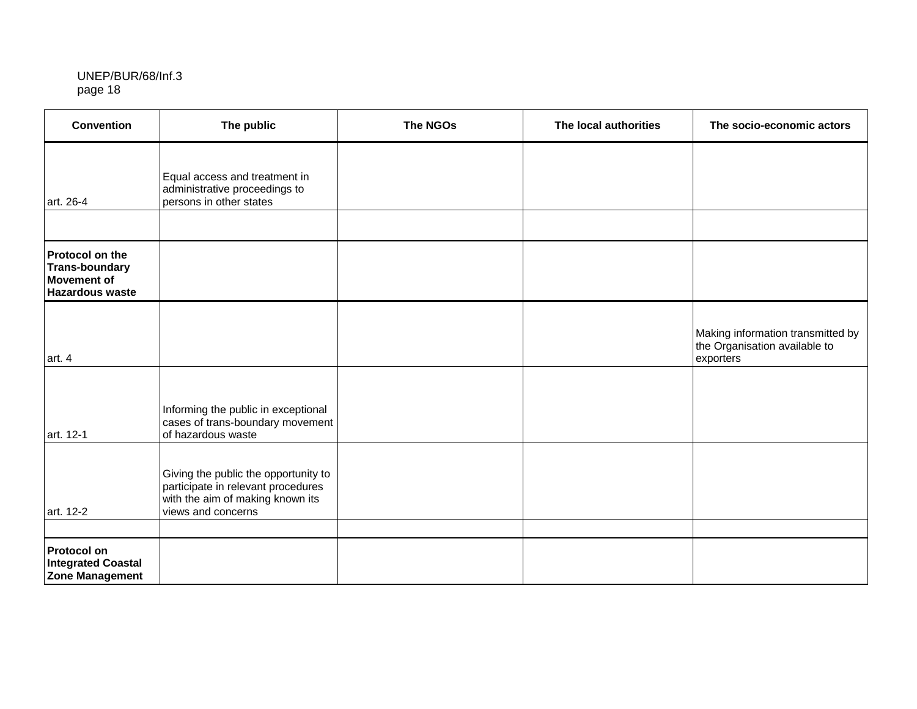| Convention | The public | The NGOs | The local authorities | The socio-economic actors |
|---|---|---|---|---|
| art. 26-4 | Equal access and treatment in administrative proceedings to persons in other states | | | |
| | | | | |
| **Protocol on the Trans-boundary Movement of Hazardous waste** | | | | |
| art. 4 | | | | Making information transmitted by the Organisation available to exporters |
| art. 12-1 | Informing the public in exceptional cases of trans-boundary movement of hazardous waste | | | |
| art. 12-2 | Giving the public the opportunity to participate in relevant procedures with the aim of making known its views and concerns | | | |
| | | | | |
| **Protocol on Integrated Coastal Zone Management** | | | | |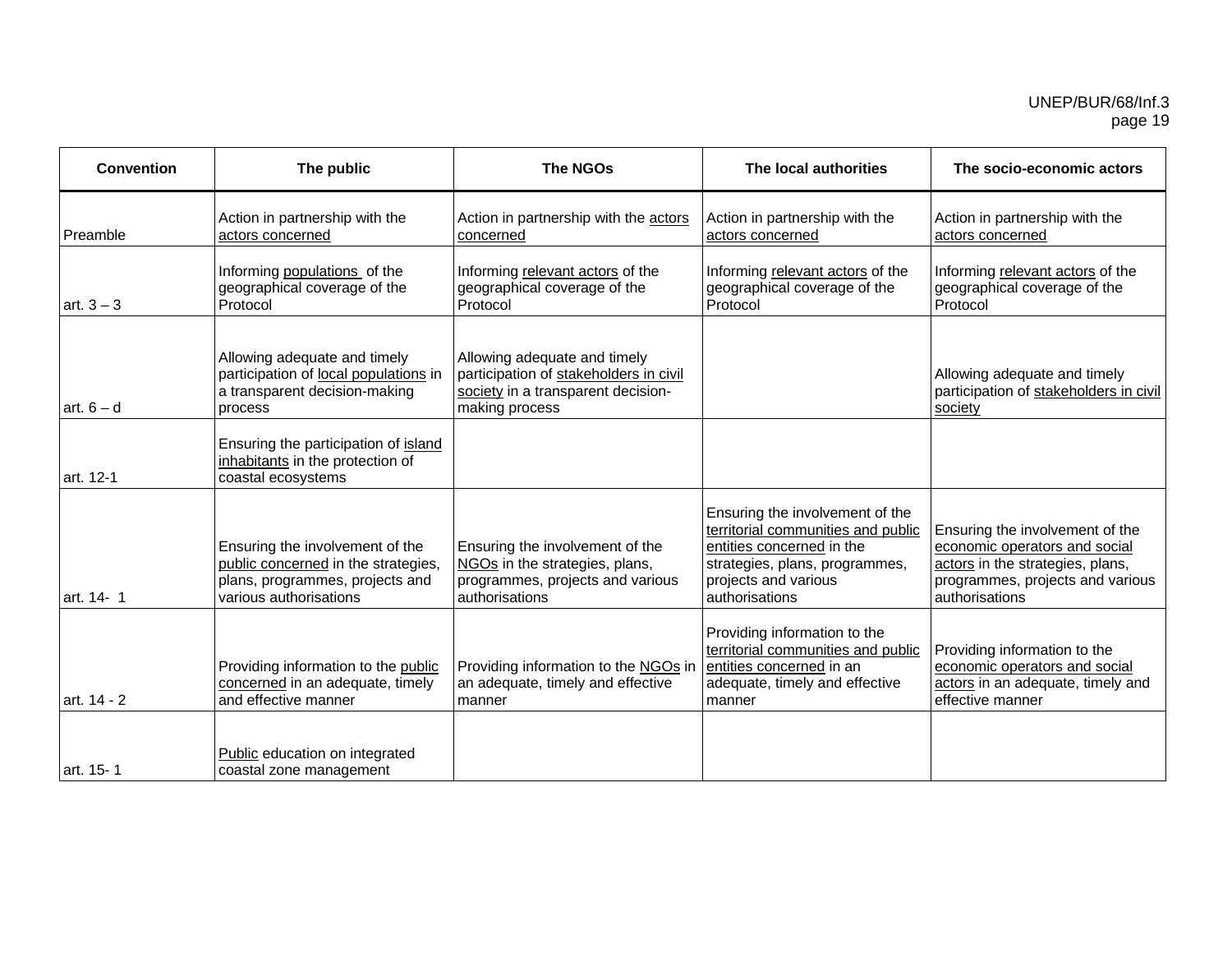| Convention | The public | The NGOs | The local authorities | The socio-economic actors |
|---|---|---|---|---|
| Preamble | Action in partnership with the actors concerned | Action in partnership with the actors concerned | Action in partnership with the actors concerned | Action in partnership with the actors concerned |
| art. 3 – 3 | Informing populations of the geographical coverage of the Protocol | Informing relevant actors of the geographical coverage of the Protocol | Informing relevant actors of the geographical coverage of the Protocol | Informing relevant actors of the geographical coverage of the Protocol |
| art. 6 – d | Allowing adequate and timely participation of local populations in a transparent decision-making process | Allowing adequate and timely participation of stakeholders in civil society in a transparent decision-making process | | Allowing adequate and timely participation of stakeholders in civil society |
| art. 12-1 | Ensuring the participation of island inhabitants in the protection of coastal ecosystems | | | |
| art. 14- 1 | Ensuring the involvement of the public concerned in the strategies, plans, programmes, projects and various authorisations | Ensuring the involvement of the NGOs in the strategies, plans, programmes, projects and various authorisations | Ensuring the involvement of the territorial communities and public entities concerned in the strategies, plans, programmes, projects and various authorisations | Ensuring the involvement of the economic operators and social actors in the strategies, plans, programmes, projects and various authorisations |
| art. 14 - 2 | Providing information to the public concerned in an adequate, timely and effective manner | Providing information to the NGOs in an adequate, timely and effective manner | Providing information to the territorial communities and public entities concerned in an adequate, timely and effective manner | Providing information to the economic operators and social actors in an adequate, timely and effective manner |
| art. 15- 1 | Public education on integrated coastal zone management | | | |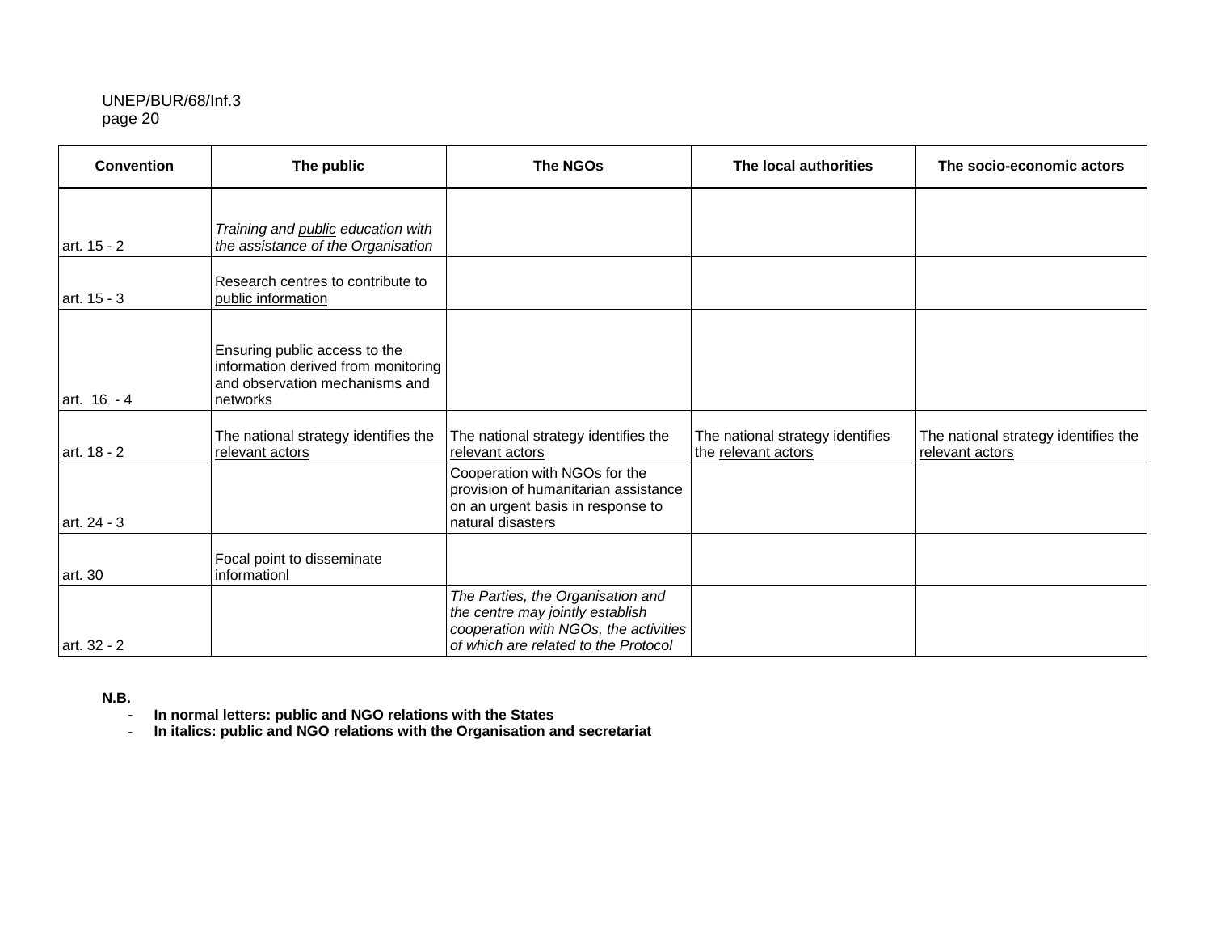| Convention | The public | The NGOs | The local authorities | The socio-economic actors |
|---|---|---|---|---|
| art. 15 - 2 | *Training and public education with the assistance of the Organisation* | | | |
| art. 15 - 3 | Research centres to contribute to public information | | | |
| art. 16 - 4 | Ensuring public access to the information derived from monitoring and observation mechanisms and networks | | | |
| art. 18 - 2 | The national strategy identifies the relevant actors | The national strategy identifies the relevant actors | The national strategy identifies the relevant actors | The national strategy identifies the relevant actors |
| art. 24 - 3 | | Cooperation with NGOs for the provision of humanitarian assistance on an urgent basis in response to natural disasters | | |
| art. 30 | Focal point to disseminate informationl | | | |
| art. 32 - 2 | | *The Parties, the Organisation and the centre may jointly establish cooperation with NGOs, the activities of which are related to the Protocol* | | |

**N.B.**

- **In normal letters: public and NGO relations with the States**
- **In italics: public and NGO relations with the Organisation and secretariat**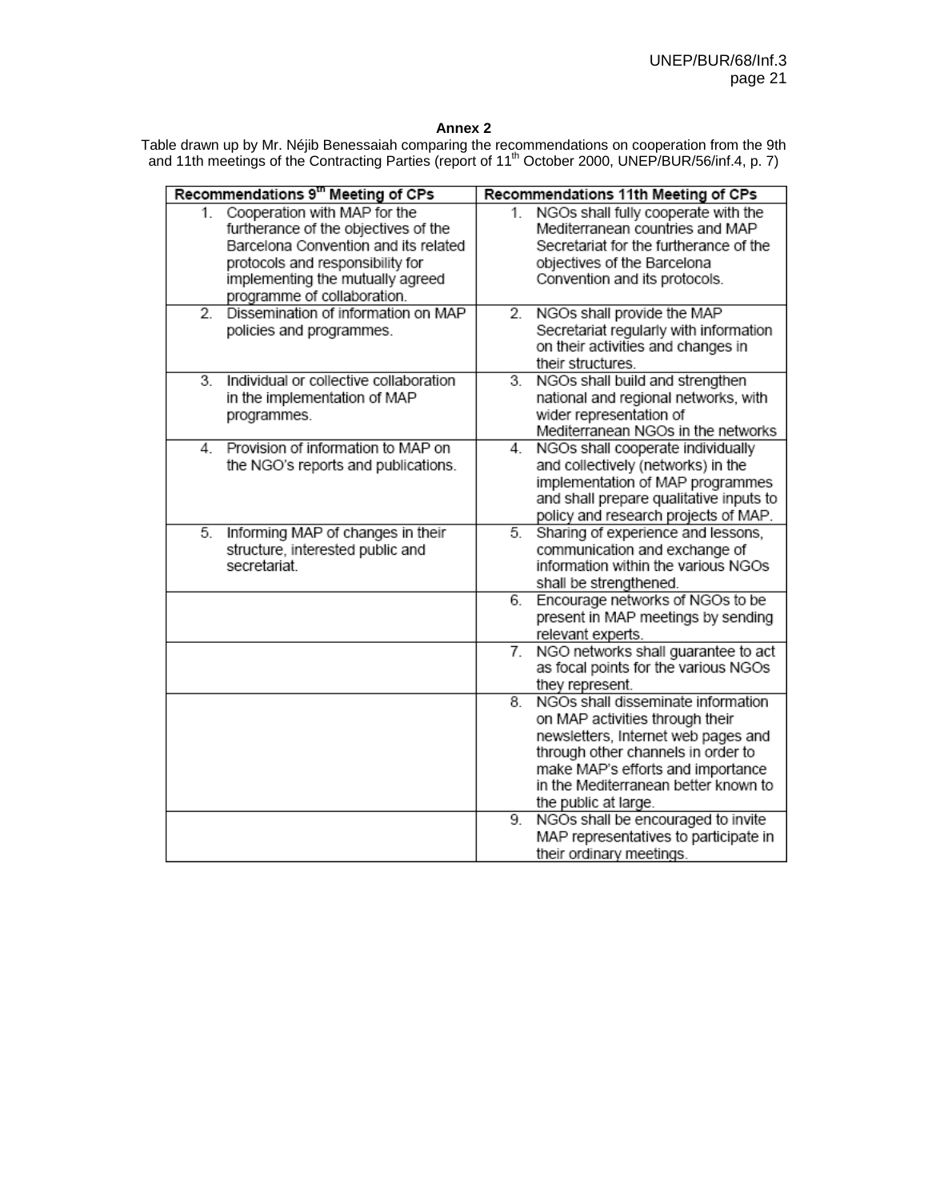**Annex 2**

Table drawn up by Mr. Néjib Benessaiah comparing the recommendations on cooperation from the 9th and 11th meetings of the Contracting Parties (report of 11th October 2000, UNEP/BUR/56/inf.4, p. 7)

| Recommendations 9th Meeting of CPs | Recommendations 11th Meeting of CPs |
|---|---|
| 1. Cooperation with MAP for the furtherance of the objectives of the Barcelona Convention and its related protocols and responsibility for implementing the mutually agreed programme of collaboration. | 1. NGOs shall fully cooperate with the Mediterranean countries and MAP Secretariat for the furtherance of the objectives of the Barcelona Convention and its protocols. |
| 2. Dissemination of information on MAP policies and programmes. | 2. NGOs shall provide the MAP Secretariat regularly with information on their activities and changes in their structures. |
| 3. Individual or collective collaboration in the implementation of MAP programmes. | 3. NGOs shall build and strengthen national and regional networks, with wider representation of Mediterranean NGOs in the networks |
| 4. Provision of information to MAP on the NGO's reports and publications. | 4. NGOs shall cooperate individually and collectively (networks) in the implementation of MAP programmes and shall prepare qualitative inputs to policy and research projects of MAP. |
| 5. Informing MAP of changes in their structure, interested public and secretariat. | 5. Sharing of experience and lessons, communication and exchange of information within the various NGOs shall be strengthened. |
| | 6. Encourage networks of NGOs to be present in MAP meetings by sending relevant experts. |
| | 7. NGO networks shall guarantee to act as focal points for the various NGOs they represent. |
| | 8. NGOs shall disseminate information on MAP activities through their newsletters, Internet web pages and through other channels in order to make MAP's efforts and importance in the Mediterranean better known to the public at large. |
| | 9. NGOs shall be encouraged to invite MAP representatives to participate in their ordinary meetings. |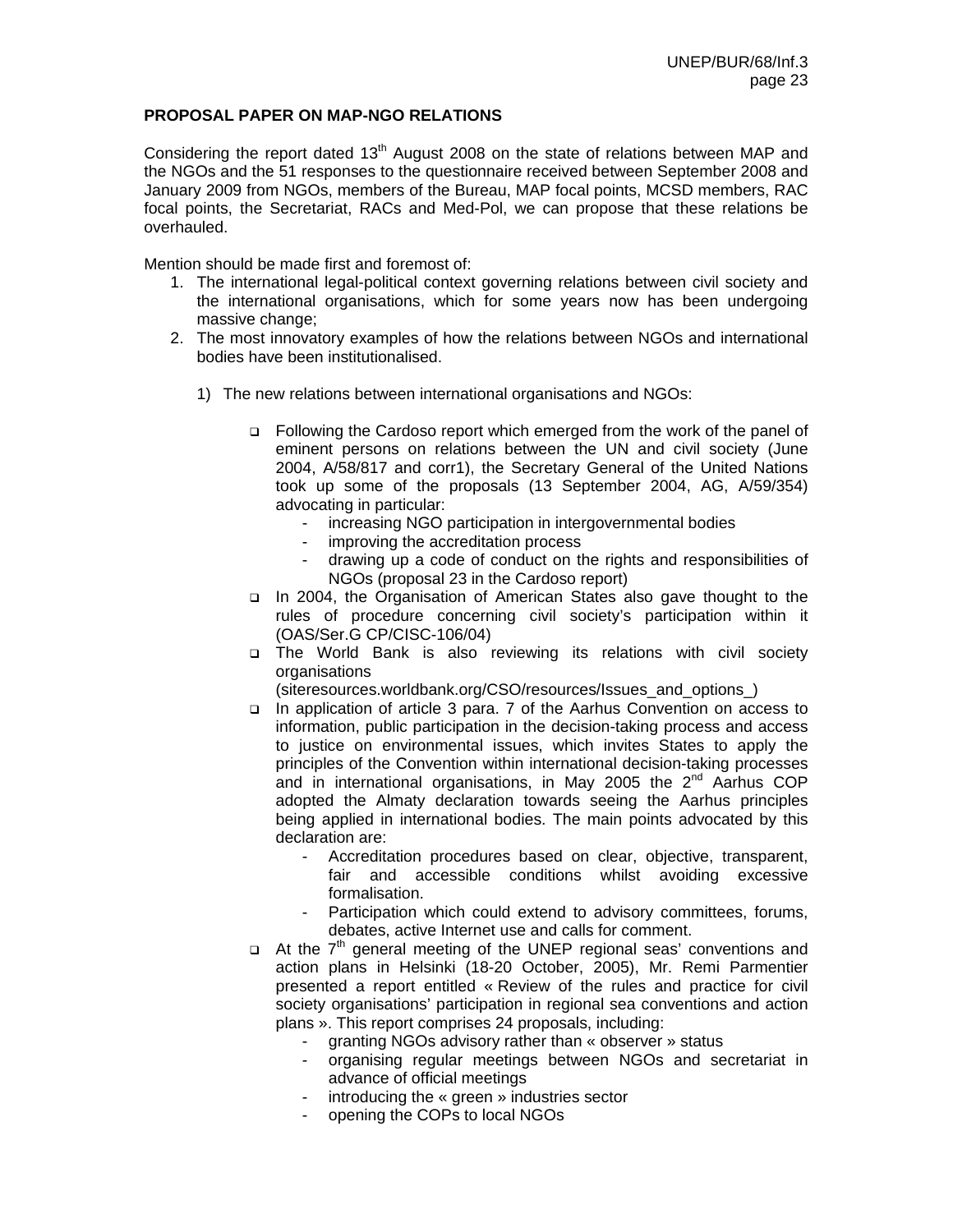**PROPOSAL PAPER ON MAP-NGO RELATIONS**

Considering the report dated 13th August 2008 on the state of relations between MAP and the NGOs and the 51 responses to the questionnaire received between September 2008 and January 2009 from NGOs, members of the Bureau, MAP focal points, MCSD members, RAC focal points, the Secretariat, RACs and Med-Pol, we can propose that these relations be overhauled.

Mention should be made first and foremost of:

1. The international legal-political context governing relations between civil society and the international organisations, which for some years now has been undergoing massive change;
2. The most innovatory examples of how the relations between NGOs and international bodies have been institutionalised.

1) The new relations between international organisations and NGOs:

- Following the Cardoso report which emerged from the work of the panel of eminent persons on relations between the UN and civil society (June 2004, A/58/817 and corr1), the Secretary General of the United Nations took up some of the proposals (13 September 2004, AG, A/59/354) advocating in particular:
    - increasing NGO participation in intergovernmental bodies
    - improving the accreditation process
    - drawing up a code of conduct on the rights and responsibilities of NGOs (proposal 23 in the Cardoso report)
- In 2004, the Organisation of American States also gave thought to the rules of procedure concerning civil society's participation within it (OAS/Ser.G CP/CISC-106/04)
- The World Bank is also reviewing its relations with civil society organisations (siteresources.worldbank.org/CSO/resources/Issues_and_options_)
- In application of article 3 para. 7 of the Aarhus Convention on access to information, public participation in the decision-taking process and access to justice on environmental issues, which invites States to apply the principles of the Convention within international decision-taking processes and in international organisations, in May 2005 the 2nd Aarhus COP adopted the Almaty declaration towards seeing the Aarhus principles being applied in international bodies. The main points advocated by this declaration are:
    - Accreditation procedures based on clear, objective, transparent, fair and accessible conditions whilst avoiding excessive formalisation.
    - Participation which could extend to advisory committees, forums, debates, active Internet use and calls for comment.
- At the 7th general meeting of the UNEP regional seas' conventions and action plans in Helsinki (18-20 October, 2005), Mr. Remi Parmentier presented a report entitled « Review of the rules and practice for civil society organisations' participation in regional sea conventions and action plans ». This report comprises 24 proposals, including:
    - granting NGOs advisory rather than « observer » status
    - organising regular meetings between NGOs and secretariat in advance of official meetings
    - introducing the « green » industries sector
    - opening the COPs to local NGOs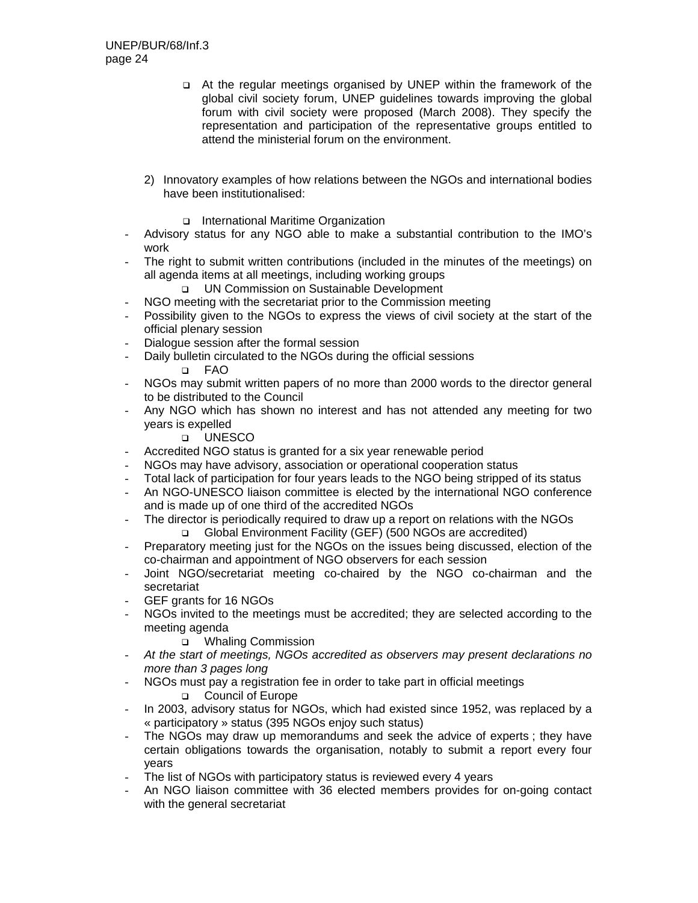- At the regular meetings organised by UNEP within the framework of the global civil society forum, UNEP guidelines towards improving the global forum with civil society were proposed (March 2008). They specify the representation and participation of the representative groups entitled to attend the ministerial forum on the environment.

2) Innovatory examples of how relations between the NGOs and international bodies have been institutionalised:

- International Maritime Organization

- Advisory status for any NGO able to make a substantial contribution to the IMO's work
- The right to submit written contributions (included in the minutes of the meetings) on all agenda items at all meetings, including working groups

- UN Commission on Sustainable Development

- NGO meeting with the secretariat prior to the Commission meeting
- Possibility given to the NGOs to express the views of civil society at the start of the official plenary session
- Dialogue session after the formal session
- Daily bulletin circulated to the NGOs during the official sessions

- FAO

- NGOs may submit written papers of no more than 2000 words to the director general to be distributed to the Council
- Any NGO which has shown no interest and has not attended any meeting for two years is expelled

- UNESCO

- Accredited NGO status is granted for a six year renewable period
- NGOs may have advisory, association or operational cooperation status
- Total lack of participation for four years leads to the NGO being stripped of its status
- An NGO-UNESCO liaison committee is elected by the international NGO conference and is made up of one third of the accredited NGOs
- The director is periodically required to draw up a report on relations with the NGOs

- Global Environment Facility (GEF) (500 NGOs are accredited)

- Preparatory meeting just for the NGOs on the issues being discussed, election of the co-chairman and appointment of NGO observers for each session
- Joint NGO/secretariat meeting co-chaired by the NGO co-chairman and the secretariat
- GEF grants for 16 NGOs
- NGOs invited to the meetings must be accredited; they are selected according to the meeting agenda

- Whaling Commission

- *At the start of meetings, NGOs accredited as observers may present declarations no more than 3 pages long*
- NGOs must pay a registration fee in order to take part in official meetings

- Council of Europe

- In 2003, advisory status for NGOs, which had existed since 1952, was replaced by a « participatory » status (395 NGOs enjoy such status)
- The NGOs may draw up memorandums and seek the advice of experts ; they have certain obligations towards the organisation, notably to submit a report every four years
- The list of NGOs with participatory status is reviewed every 4 years
- An NGO liaison committee with 36 elected members provides for on-going contact with the general secretariat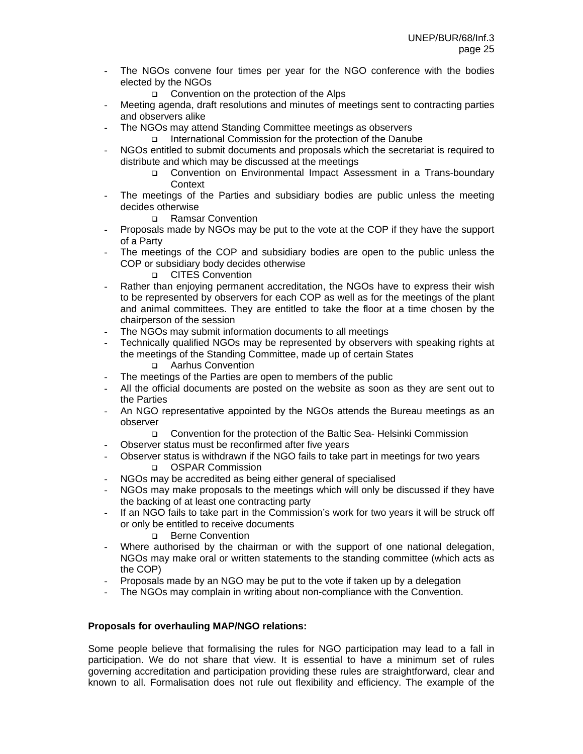- The NGOs convene four times per year for the NGO conference with the bodies elected by the NGOs
    - ❑ Convention on the protection of the Alps
- Meeting agenda, draft resolutions and minutes of meetings sent to contracting parties and observers alike
- The NGOs may attend Standing Committee meetings as observers
    - ❑ International Commission for the protection of the Danube
- NGOs entitled to submit documents and proposals which the secretariat is required to distribute and which may be discussed at the meetings
    - ❑ Convention on Environmental Impact Assessment in a Trans-boundary Context
- The meetings of the Parties and subsidiary bodies are public unless the meeting decides otherwise
    - ❑ Ramsar Convention
- Proposals made by NGOs may be put to the vote at the COP if they have the support of a Party
- The meetings of the COP and subsidiary bodies are open to the public unless the COP or subsidiary body decides otherwise
    - ❑ CITES Convention
- Rather than enjoying permanent accreditation, the NGOs have to express their wish to be represented by observers for each COP as well as for the meetings of the plant and animal committees. They are entitled to take the floor at a time chosen by the chairperson of the session
- The NGOs may submit information documents to all meetings
- Technically qualified NGOs may be represented by observers with speaking rights at the meetings of the Standing Committee, made up of certain States
    - ❑ Aarhus Convention
- The meetings of the Parties are open to members of the public
- All the official documents are posted on the website as soon as they are sent out to the Parties
- An NGO representative appointed by the NGOs attends the Bureau meetings as an observer
    - ❑ Convention for the protection of the Baltic Sea- Helsinki Commission
- Observer status must be reconfirmed after five years
- Observer status is withdrawn if the NGO fails to take part in meetings for two years
    - ❑ OSPAR Commission
- NGOs may be accredited as being either general of specialised
- NGOs may make proposals to the meetings which will only be discussed if they have the backing of at least one contracting party
- If an NGO fails to take part in the Commission's work for two years it will be struck off or only be entitled to receive documents
    - ❑ Berne Convention
- Where authorised by the chairman or with the support of one national delegation, NGOs may make oral or written statements to the standing committee (which acts as the COP)
- Proposals made by an NGO may be put to the vote if taken up by a delegation
- The NGOs may complain in writing about non-compliance with the Convention.

**Proposals for overhauling MAP/NGO relations:**

Some people believe that formalising the rules for NGO participation may lead to a fall in participation. We do not share that view. It is essential to have a minimum set of rules governing accreditation and participation providing these rules are straightforward, clear and known to all. Formalisation does not rule out flexibility and efficiency. The example of the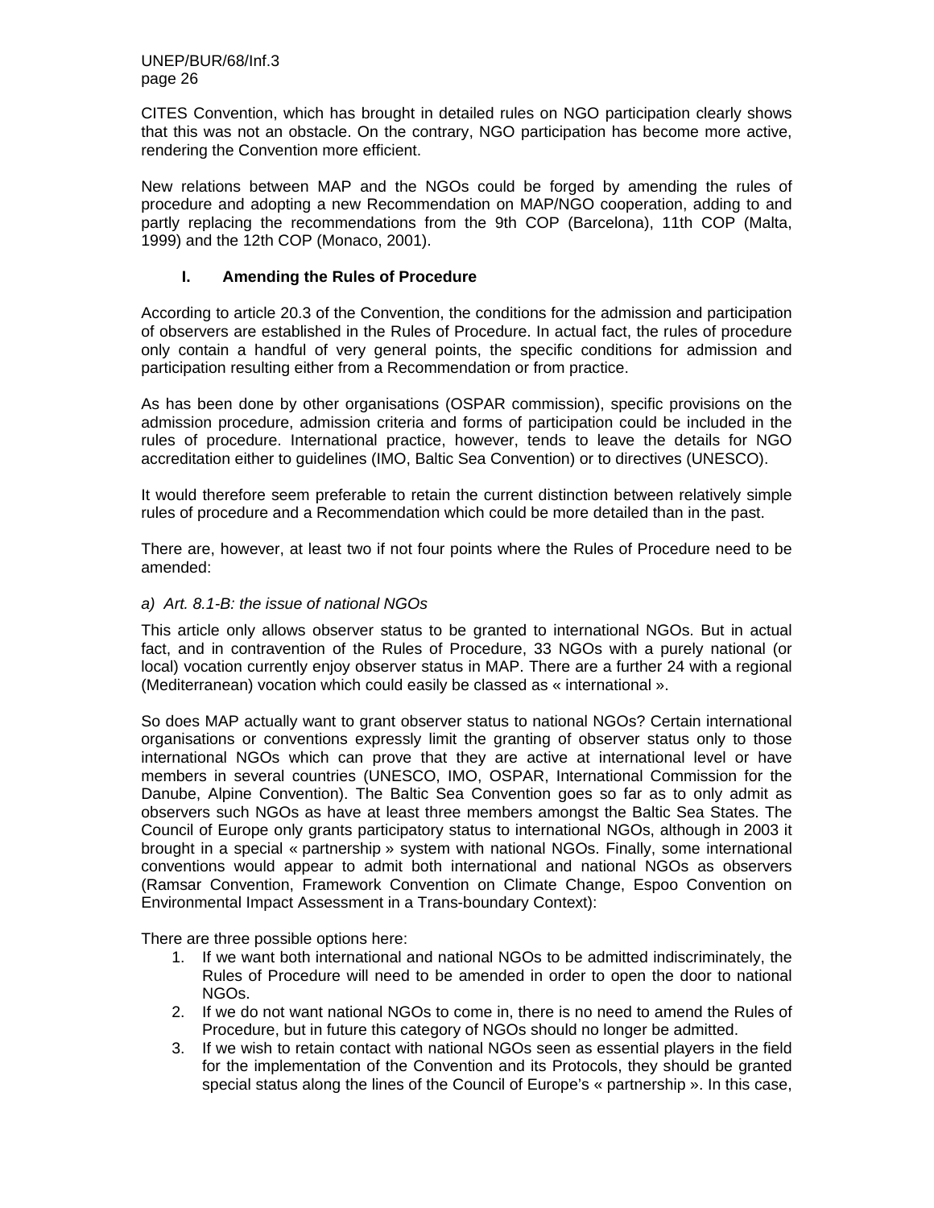CITES Convention, which has brought in detailed rules on NGO participation clearly shows that this was not an obstacle. On the contrary, NGO participation has become more active, rendering the Convention more efficient.

New relations between MAP and the NGOs could be forged by amending the rules of procedure and adopting a new Recommendation on MAP/NGO cooperation, adding to and partly replacing the recommendations from the 9th COP (Barcelona), 11th COP (Malta, 1999) and the 12th COP (Monaco, 2001).

## I. Amending the Rules of Procedure

According to article 20.3 of the Convention, the conditions for the admission and participation of observers are established in the Rules of Procedure. In actual fact, the rules of procedure only contain a handful of very general points, the specific conditions for admission and participation resulting either from a Recommendation or from practice.

As has been done by other organisations (OSPAR commission), specific provisions on the admission procedure, admission criteria and forms of participation could be included in the rules of procedure. International practice, however, tends to leave the details for NGO accreditation either to guidelines (IMO, Baltic Sea Convention) or to directives (UNESCO).

It would therefore seem preferable to retain the current distinction between relatively simple rules of procedure and a Recommendation which could be more detailed than in the past.

There are, however, at least two if not four points where the Rules of Procedure need to be amended:

*a) Art. 8.1-B: the issue of national NGOs*

This article only allows observer status to be granted to international NGOs. But in actual fact, and in contravention of the Rules of Procedure, 33 NGOs with a purely national (or local) vocation currently enjoy observer status in MAP. There are a further 24 with a regional (Mediterranean) vocation which could easily be classed as « international ».

So does MAP actually want to grant observer status to national NGOs? Certain international organisations or conventions expressly limit the granting of observer status only to those international NGOs which can prove that they are active at international level or have members in several countries (UNESCO, IMO, OSPAR, International Commission for the Danube, Alpine Convention). The Baltic Sea Convention goes so far as to only admit as observers such NGOs as have at least three members amongst the Baltic Sea States. The Council of Europe only grants participatory status to international NGOs, although in 2003 it brought in a special « partnership » system with national NGOs. Finally, some international conventions would appear to admit both international and national NGOs as observers (Ramsar Convention, Framework Convention on Climate Change, Espoo Convention on Environmental Impact Assessment in a Trans-boundary Context):

There are three possible options here:

1. If we want both international and national NGOs to be admitted indiscriminately, the Rules of Procedure will need to be amended in order to open the door to national NGOs.
2. If we do not want national NGOs to come in, there is no need to amend the Rules of Procedure, but in future this category of NGOs should no longer be admitted.
3. If we wish to retain contact with national NGOs seen as essential players in the field for the implementation of the Convention and its Protocols, they should be granted special status along the lines of the Council of Europe's « partnership ». In this case,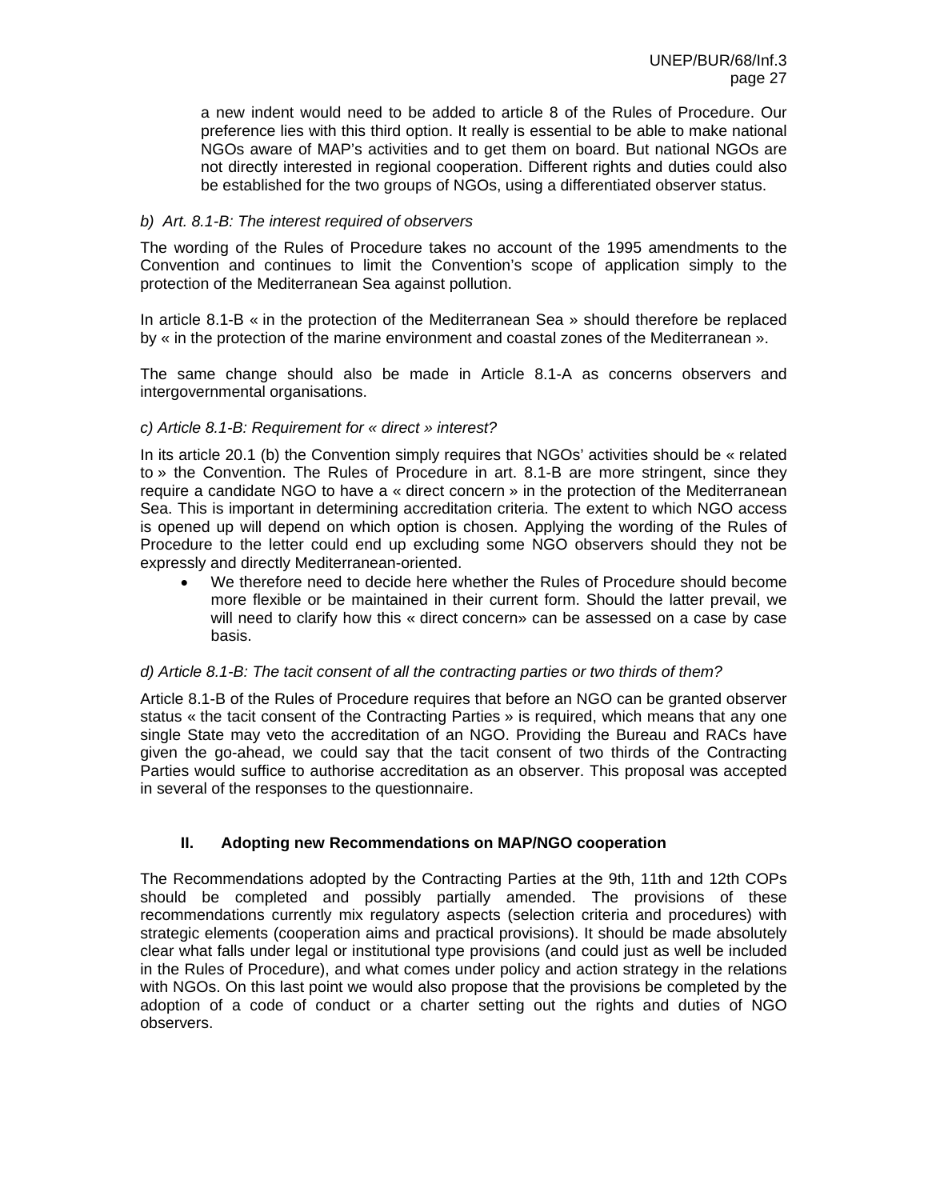a new indent would need to be added to article 8 of the Rules of Procedure. Our preference lies with this third option. It really is essential to be able to make national NGOs aware of MAP's activities and to get them on board. But national NGOs are not directly interested in regional cooperation. Different rights and duties could also be established for the two groups of NGOs, using a differentiated observer status.

*b) Art. 8.1-B: The interest required of observers*

The wording of the Rules of Procedure takes no account of the 1995 amendments to the Convention and continues to limit the Convention's scope of application simply to the protection of the Mediterranean Sea against pollution.

In article 8.1-B « in the protection of the Mediterranean Sea » should therefore be replaced by « in the protection of the marine environment and coastal zones of the Mediterranean ».

The same change should also be made in Article 8.1-A as concerns observers and intergovernmental organisations.

*c) Article 8.1-B: Requirement for « direct » interest?*

In its article 20.1 (b) the Convention simply requires that NGOs' activities should be « related to » the Convention. The Rules of Procedure in art. 8.1-B are more stringent, since they require a candidate NGO to have a « direct concern » in the protection of the Mediterranean Sea. This is important in determining accreditation criteria. The extent to which NGO access is opened up will depend on which option is chosen. Applying the wording of the Rules of Procedure to the letter could end up excluding some NGO observers should they not be expressly and directly Mediterranean-oriented.

- We therefore need to decide here whether the Rules of Procedure should become more flexible or be maintained in their current form. Should the latter prevail, we will need to clarify how this « direct concern» can be assessed on a case by case basis.

*d) Article 8.1-B: The tacit consent of all the contracting parties or two thirds of them?*

Article 8.1-B of the Rules of Procedure requires that before an NGO can be granted observer status « the tacit consent of the Contracting Parties » is required, which means that any one single State may veto the accreditation of an NGO. Providing the Bureau and RACs have given the go-ahead, we could say that the tacit consent of two thirds of the Contracting Parties would suffice to authorise accreditation as an observer. This proposal was accepted in several of the responses to the questionnaire.

## II. Adopting new Recommendations on MAP/NGO cooperation

The Recommendations adopted by the Contracting Parties at the 9th, 11th and 12th COPs should be completed and possibly partially amended. The provisions of these recommendations currently mix regulatory aspects (selection criteria and procedures) with strategic elements (cooperation aims and practical provisions). It should be made absolutely clear what falls under legal or institutional type provisions (and could just as well be included in the Rules of Procedure), and what comes under policy and action strategy in the relations with NGOs. On this last point we would also propose that the provisions be completed by the adoption of a code of conduct or a charter setting out the rights and duties of NGO observers.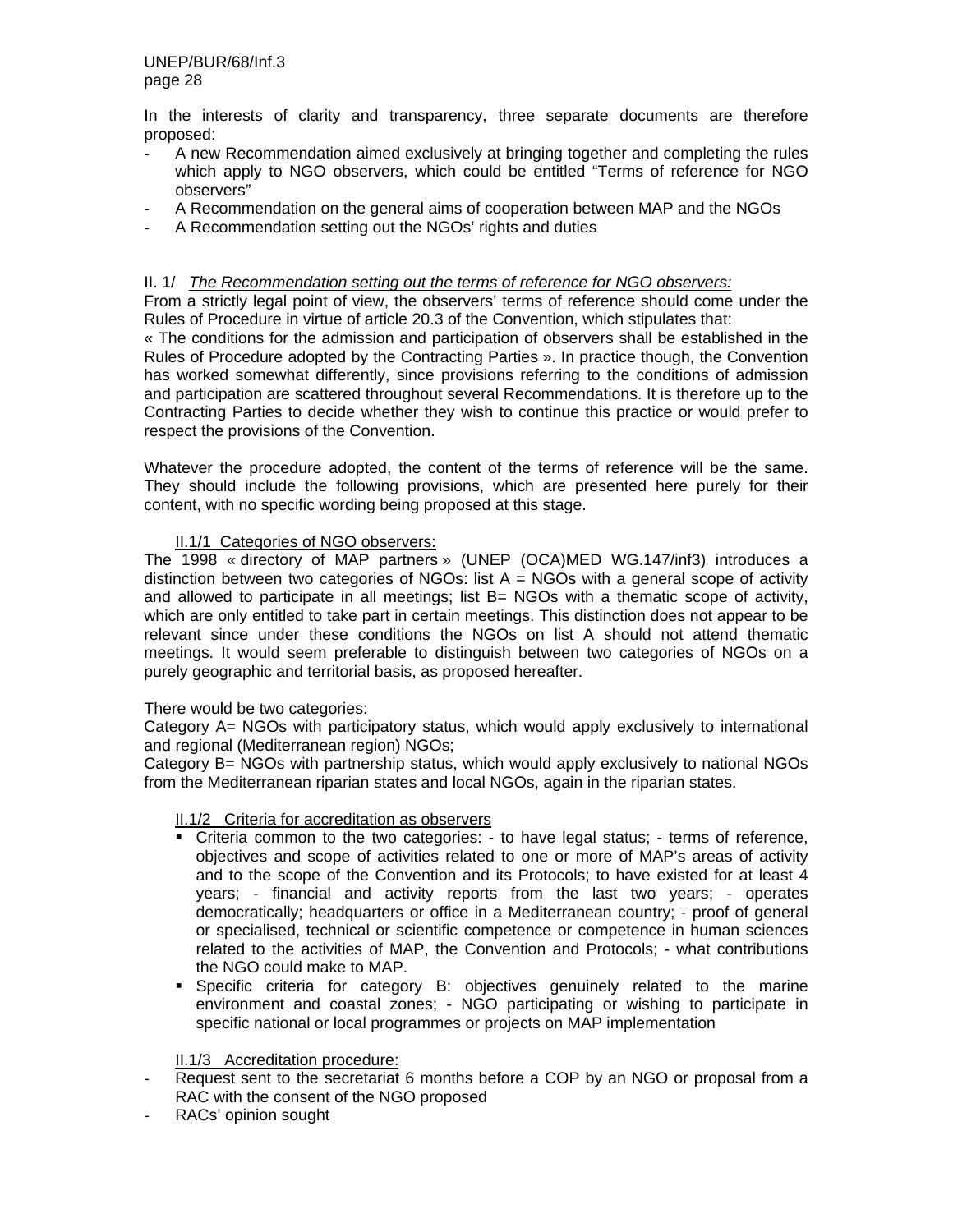In the interests of clarity and transparency, three separate documents are therefore proposed:

- A new Recommendation aimed exclusively at bringing together and completing the rules which apply to NGO observers, which could be entitled "Terms of reference for NGO observers"
- A Recommendation on the general aims of cooperation between MAP and the NGOs
- A Recommendation setting out the NGOs' rights and duties

II. 1/ *The Recommendation setting out the terms of reference for NGO observers:*

From a strictly legal point of view, the observers' terms of reference should come under the Rules of Procedure in virtue of article 20.3 of the Convention, which stipulates that:

« The conditions for the admission and participation of observers shall be established in the Rules of Procedure adopted by the Contracting Parties ». In practice though, the Convention has worked somewhat differently, since provisions referring to the conditions of admission and participation are scattered throughout several Recommendations. It is therefore up to the Contracting Parties to decide whether they wish to continue this practice or would prefer to respect the provisions of the Convention.

Whatever the procedure adopted, the content of the terms of reference will be the same. They should include the following provisions, which are presented here purely for their content, with no specific wording being proposed at this stage.

II.1/1 Categories of NGO observers:

The 1998 « directory of MAP partners » (UNEP (OCA)MED WG.147/inf3) introduces a distinction between two categories of NGOs: list A = NGOs with a general scope of activity and allowed to participate in all meetings; list B= NGOs with a thematic scope of activity, which are only entitled to take part in certain meetings. This distinction does not appear to be relevant since under these conditions the NGOs on list A should not attend thematic meetings. It would seem preferable to distinguish between two categories of NGOs on a purely geographic and territorial basis, as proposed hereafter.

There would be two categories:

Category A= NGOs with participatory status, which would apply exclusively to international and regional (Mediterranean region) NGOs;

Category B= NGOs with partnership status, which would apply exclusively to national NGOs from the Mediterranean riparian states and local NGOs, again in the riparian states.

II.1/2 Criteria for accreditation as observers

- Criteria common to the two categories: - to have legal status; - terms of reference, objectives and scope of activities related to one or more of MAP's areas of activity and to the scope of the Convention and its Protocols; to have existed for at least 4 years; - financial and activity reports from the last two years; - operates democratically; headquarters or office in a Mediterranean country; - proof of general or specialised, technical or scientific competence or competence in human sciences related to the activities of MAP, the Convention and Protocols; - what contributions the NGO could make to MAP.
- Specific criteria for category B: objectives genuinely related to the marine environment and coastal zones; - NGO participating or wishing to participate in specific national or local programmes or projects on MAP implementation

II.1/3 Accreditation procedure:

- Request sent to the secretariat 6 months before a COP by an NGO or proposal from a RAC with the consent of the NGO proposed
- RACs' opinion sought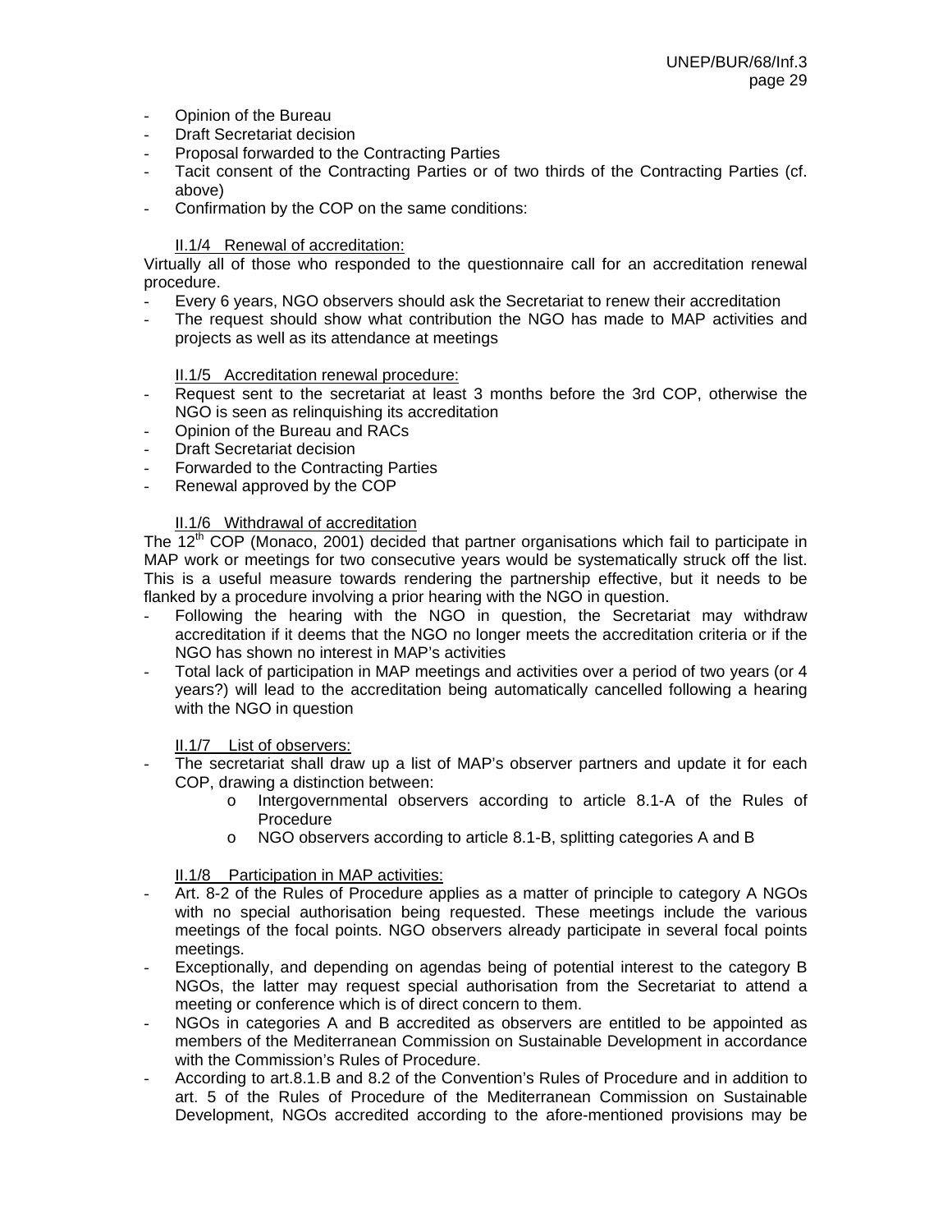- Opinion of the Bureau
- Draft Secretariat decision
- Proposal forwarded to the Contracting Parties
- Tacit consent of the Contracting Parties or of two thirds of the Contracting Parties (cf. above)
- Confirmation by the COP on the same conditions:

II.1/4 Renewal of accreditation:

Virtually all of those who responded to the questionnaire call for an accreditation renewal procedure.

- Every 6 years, NGO observers should ask the Secretariat to renew their accreditation
- The request should show what contribution the NGO has made to MAP activities and projects as well as its attendance at meetings

II.1/5 Accreditation renewal procedure:

- Request sent to the secretariat at least 3 months before the 3rd COP, otherwise the NGO is seen as relinquishing its accreditation
- Opinion of the Bureau and RACs
- Draft Secretariat decision
- Forwarded to the Contracting Parties
- Renewal approved by the COP

II.1/6 Withdrawal of accreditation

The 12th COP (Monaco, 2001) decided that partner organisations which fail to participate in MAP work or meetings for two consecutive years would be systematically struck off the list. This is a useful measure towards rendering the partnership effective, but it needs to be flanked by a procedure involving a prior hearing with the NGO in question.

- Following the hearing with the NGO in question, the Secretariat may withdraw accreditation if it deems that the NGO no longer meets the accreditation criteria or if the NGO has shown no interest in MAP's activities
- Total lack of participation in MAP meetings and activities over a period of two years (or 4 years?) will lead to the accreditation being automatically cancelled following a hearing with the NGO in question

II.1/7 List of observers:

- The secretariat shall draw up a list of MAP's observer partners and update it for each COP, drawing a distinction between:
    - Intergovernmental observers according to article 8.1-A of the Rules of Procedure
    - NGO observers according to article 8.1-B, splitting categories A and B

II.1/8 Participation in MAP activities:

- Art. 8-2 of the Rules of Procedure applies as a matter of principle to category A NGOs with no special authorisation being requested. These meetings include the various meetings of the focal points. NGO observers already participate in several focal points meetings.
- Exceptionally, and depending on agendas being of potential interest to the category B NGOs, the latter may request special authorisation from the Secretariat to attend a meeting or conference which is of direct concern to them.
- NGOs in categories A and B accredited as observers are entitled to be appointed as members of the Mediterranean Commission on Sustainable Development in accordance with the Commission's Rules of Procedure.
- According to art.8.1.B and 8.2 of the Convention's Rules of Procedure and in addition to art. 5 of the Rules of Procedure of the Mediterranean Commission on Sustainable Development, NGOs accredited according to the afore-mentioned provisions may be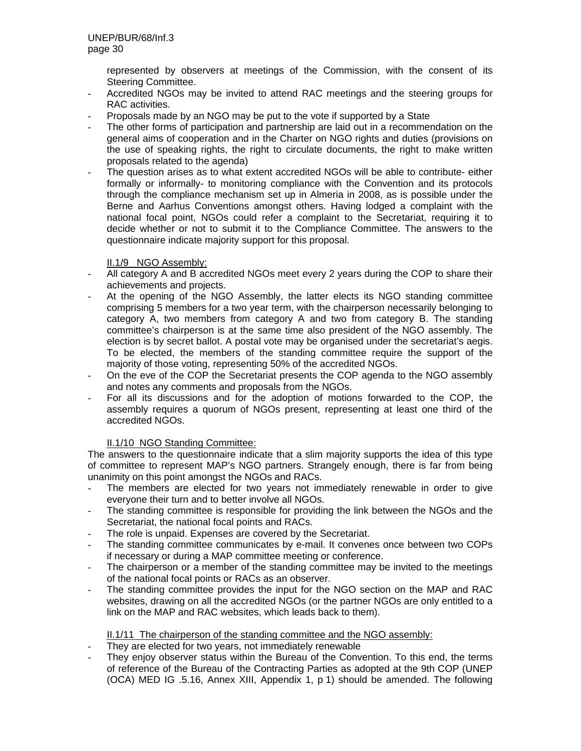represented by observers at meetings of the Commission, with the consent of its Steering Committee.

- Accredited NGOs may be invited to attend RAC meetings and the steering groups for RAC activities.
- Proposals made by an NGO may be put to the vote if supported by a State
- The other forms of participation and partnership are laid out in a recommendation on the general aims of cooperation and in the Charter on NGO rights and duties (provisions on the use of speaking rights, the right to circulate documents, the right to make written proposals related to the agenda)
- The question arises as to what extent accredited NGOs will be able to contribute- either formally or informally- to monitoring compliance with the Convention and its protocols through the compliance mechanism set up in Almeria in 2008, as is possible under the Berne and Aarhus Conventions amongst others. Having lodged a complaint with the national focal point, NGOs could refer a complaint to the Secretariat, requiring it to decide whether or not to submit it to the Compliance Committee. The answers to the questionnaire indicate majority support for this proposal.

II.1/9 NGO Assembly:

- All category A and B accredited NGOs meet every 2 years during the COP to share their achievements and projects.
- At the opening of the NGO Assembly, the latter elects its NGO standing committee comprising 5 members for a two year term, with the chairperson necessarily belonging to category A, two members from category A and two from category B. The standing committee's chairperson is at the same time also president of the NGO assembly. The election is by secret ballot. A postal vote may be organised under the secretariat's aegis. To be elected, the members of the standing committee require the support of the majority of those voting, representing 50% of the accredited NGOs.
- On the eve of the COP the Secretariat presents the COP agenda to the NGO assembly and notes any comments and proposals from the NGOs.
- For all its discussions and for the adoption of motions forwarded to the COP, the assembly requires a quorum of NGOs present, representing at least one third of the accredited NGOs.

II.1/10 NGO Standing Committee:

The answers to the questionnaire indicate that a slim majority supports the idea of this type of committee to represent MAP's NGO partners. Strangely enough, there is far from being unanimity on this point amongst the NGOs and RACs.

- The members are elected for two years not immediately renewable in order to give everyone their turn and to better involve all NGOs.
- The standing committee is responsible for providing the link between the NGOs and the Secretariat, the national focal points and RACs.
- The role is unpaid. Expenses are covered by the Secretariat.
- The standing committee communicates by e-mail. It convenes once between two COPs if necessary or during a MAP committee meeting or conference.
- The chairperson or a member of the standing committee may be invited to the meetings of the national focal points or RACs as an observer.
- The standing committee provides the input for the NGO section on the MAP and RAC websites, drawing on all the accredited NGOs (or the partner NGOs are only entitled to a link on the MAP and RAC websites, which leads back to them).

II.1/11 The chairperson of the standing committee and the NGO assembly:

- They are elected for two years, not immediately renewable
- They enjoy observer status within the Bureau of the Convention. To this end, the terms of reference of the Bureau of the Contracting Parties as adopted at the 9th COP (UNEP (OCA) MED IG .5.16, Annex XIII, Appendix 1, p 1) should be amended. The following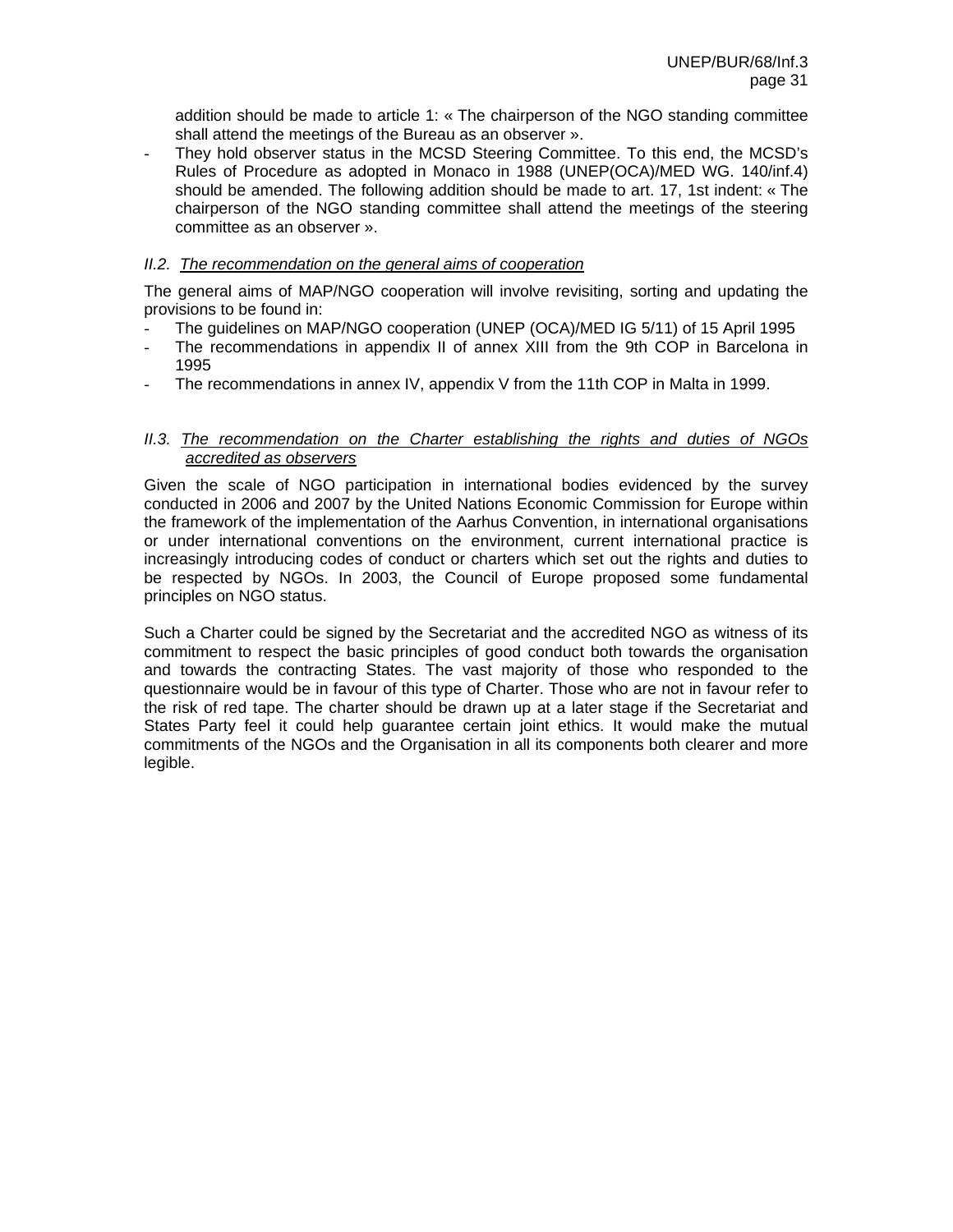addition should be made to article 1: « The chairperson of the NGO standing committee shall attend the meetings of the Bureau as an observer ».

- They hold observer status in the MCSD Steering Committee. To this end, the MCSD's Rules of Procedure as adopted in Monaco in 1988 (UNEP(OCA)/MED WG. 140/inf.4) should be amended. The following addition should be made to art. 17, 1st indent: « The chairperson of the NGO standing committee shall attend the meetings of the steering committee as an observer ».

*II.2. <u>The recommendation on the general aims of cooperation</u>*

The general aims of MAP/NGO cooperation will involve revisiting, sorting and updating the provisions to be found in:

- The guidelines on MAP/NGO cooperation (UNEP (OCA)/MED IG 5/11) of 15 April 1995
- The recommendations in appendix II of annex XIII from the 9th COP in Barcelona in 1995
- The recommendations in annex IV, appendix V from the 11th COP in Malta in 1999.

*II.3. <u>The recommendation on the Charter establishing the rights and duties of NGOs accredited as observers</u>*

Given the scale of NGO participation in international bodies evidenced by the survey conducted in 2006 and 2007 by the United Nations Economic Commission for Europe within the framework of the implementation of the Aarhus Convention, in international organisations or under international conventions on the environment, current international practice is increasingly introducing codes of conduct or charters which set out the rights and duties to be respected by NGOs. In 2003, the Council of Europe proposed some fundamental principles on NGO status.

Such a Charter could be signed by the Secretariat and the accredited NGO as witness of its commitment to respect the basic principles of good conduct both towards the organisation and towards the contracting States. The vast majority of those who responded to the questionnaire would be in favour of this type of Charter. Those who are not in favour refer to the risk of red tape. The charter should be drawn up at a later stage if the Secretariat and States Party feel it could help guarantee certain joint ethics. It would make the mutual commitments of the NGOs and the Organisation in all its components both clearer and more legible.